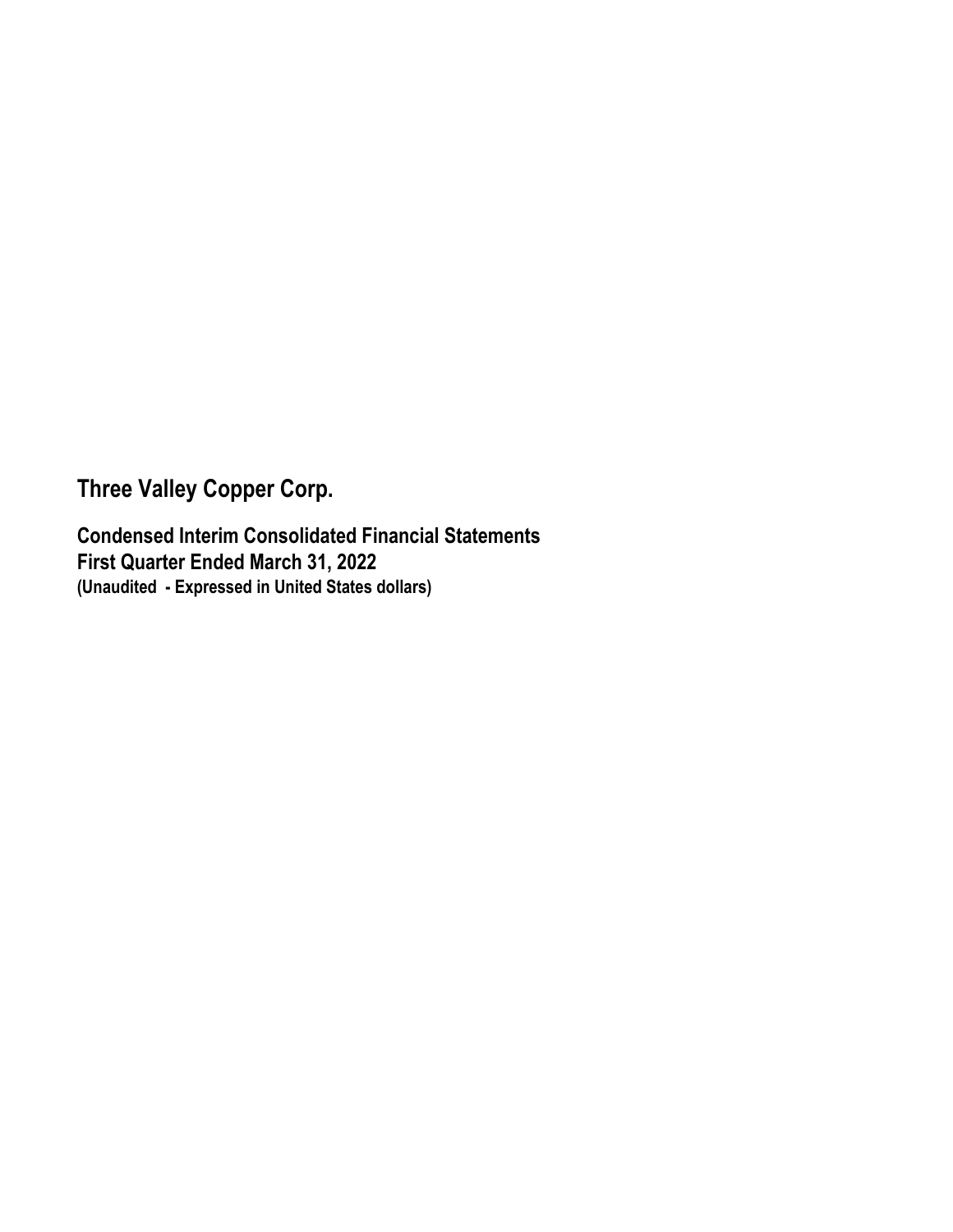# Three Valley Copper Corp.

## Condensed Interim Consolidated Financial Statements
## First Quarter Ended March 31, 2022
**(Unaudited - Expressed in United States dollars)**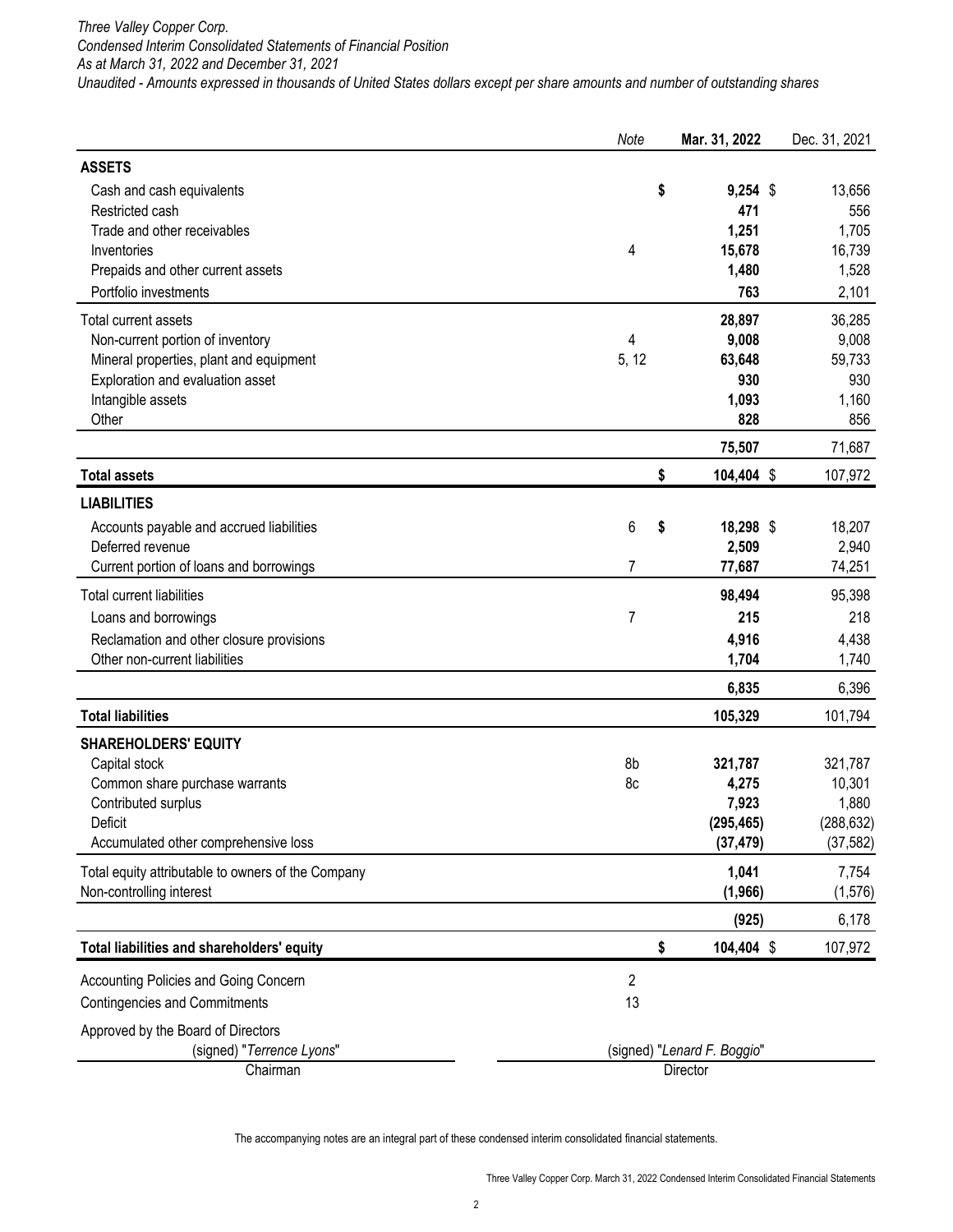*Three Valley Copper Corp.*
*Condensed Interim Consolidated Statements of Financial Position*
*As at March 31, 2022 and December 31, 2021*
*Unaudited - Amounts expressed in thousands of United States dollars except per share amounts and number of outstanding shares*

| | *Note* | **Mar. 31, 2022** | Dec. 31, 2021 |
|---|---|---|---|
| **ASSETS** | | | |
| Cash and cash equivalents | | **$ 9,254** | $ 13,656 |
| Restricted cash | | **471** | 556 |
| Trade and other receivables | | **1,251** | 1,705 |
| Inventories | 4 | **15,678** | 16,739 |
| Prepaids and other current assets | | **1,480** | 1,528 |
| Portfolio investments | | **763** | 2,101 |
| Total current assets | | **28,897** | 36,285 |
| Non-current portion of inventory | 4 | **9,008** | 9,008 |
| Mineral properties, plant and equipment | 5, 12 | **63,648** | 59,733 |
| Exploration and evaluation asset | | **930** | 930 |
| Intangible assets | | **1,093** | 1,160 |
| Other | | **828** | 856 |
| | | **75,507** | 71,687 |
| **Total assets** | | **$ 104,404** | $ 107,972 |
| **LIABILITIES** | | | |
| Accounts payable and accrued liabilities | 6 | **$ 18,298** | $ 18,207 |
| Deferred revenue | | **2,509** | 2,940 |
| Current portion of loans and borrowings | 7 | **77,687** | 74,251 |
| Total current liabilities | | **98,494** | 95,398 |
| Loans and borrowings | 7 | **215** | 218 |
| Reclamation and other closure provisions | | **4,916** | 4,438 |
| Other non-current liabilities | | **1,704** | 1,740 |
| | | **6,835** | 6,396 |
| **Total liabilities** | | **105,329** | 101,794 |
| **SHAREHOLDERS' EQUITY** | | | |
| Capital stock | 8b | **321,787** | 321,787 |
| Common share purchase warrants | 8c | **4,275** | 10,301 |
| Contributed surplus | | **7,923** | 1,880 |
| Deficit | | **(295,465)** | (288,632) |
| Accumulated other comprehensive loss | | **(37,479)** | (37,582) |
| Total equity attributable to owners of the Company | | **1,041** | 7,754 |
| Non-controlling interest | | **(1,966)** | (1,576) |
| | | **(925)** | 6,178 |
| **Total liabilities and shareholders' equity** | | **$ 104,404** | $ 107,972 |
| Accounting Policies and Going Concern | 2 | | |
| Contingencies and Commitments | 13 | | |

Approved by the Board of Directors

(signed) "*Terrence Lyons*" — Chairman

(signed) "*Lenard F. Boggio*" — Director

The accompanying notes are an integral part of these condensed interim consolidated financial statements.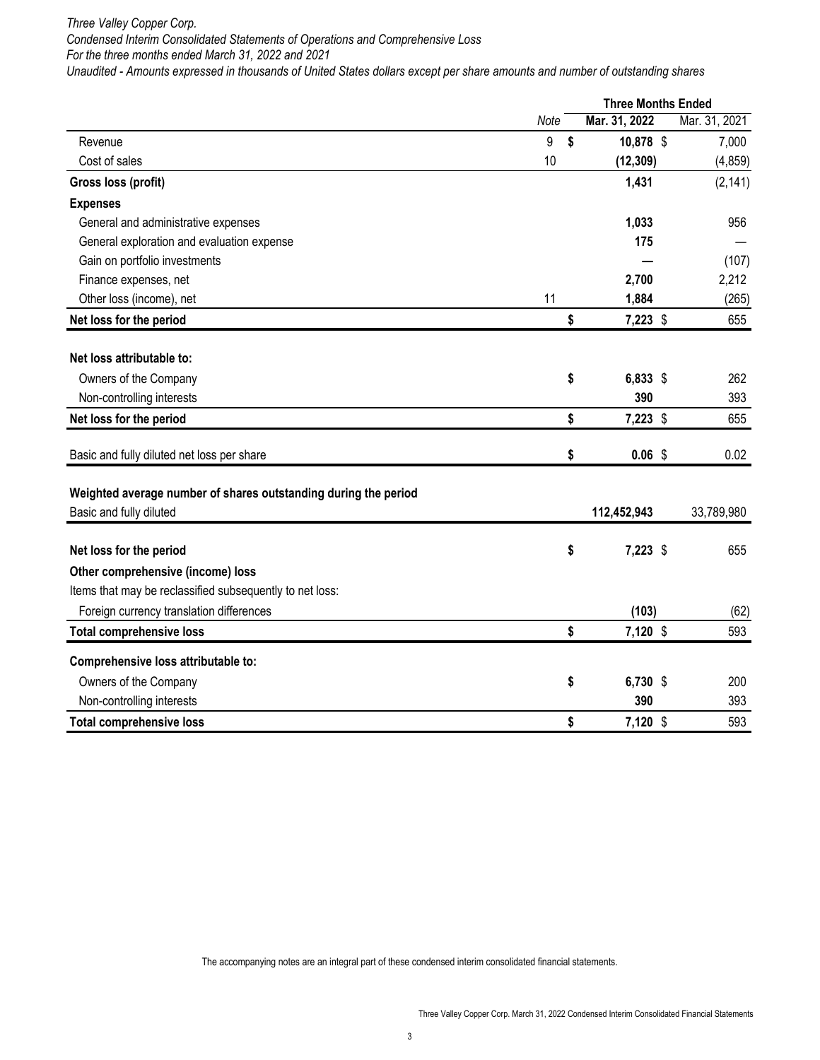*Three Valley Copper Corp.*
*Condensed Interim Consolidated Statements of Operations and Comprehensive Loss*
*For the three months ended March 31, 2022 and 2021*
*Unaudited - Amounts expressed in thousands of United States dollars except per share amounts and number of outstanding shares*

| | Note | Three Months Ended Mar. 31, 2022 | Three Months Ended Mar. 31, 2021 |
|---|---|---|---|
| Revenue | 9 | **$ 10,878** | $ 7,000 |
| Cost of sales | 10 | **(12,309)** | (4,859) |
| **Gross loss (profit)** | | **1,431** | (2,141) |
| **Expenses** | | | |
| General and administrative expenses | | **1,033** | 956 |
| General exploration and evaluation expense | | **175** | — |
| Gain on portfolio investments | | **—** | (107) |
| Finance expenses, net | | **2,700** | 2,212 |
| Other loss (income), net | 11 | **1,884** | (265) |
| **Net loss for the period** | | **$ 7,223** | $ 655 |
| | | | |
| **Net loss attributable to:** | | | |
| Owners of the Company | | **$ 6,833** | $ 262 |
| Non-controlling interests | | **390** | 393 |
| **Net loss for the period** | | **$ 7,223** | $ 655 |
| | | | |
| Basic and fully diluted net loss per share | | **$ 0.06** | $ 0.02 |
| | | | |
| **Weighted average number of shares outstanding during the period** | | | |
| Basic and fully diluted | | **112,452,943** | 33,789,980 |
| | | | |
| **Net loss for the period** | | **$ 7,223** | $ 655 |
| **Other comprehensive (income) loss** | | | |
| Items that may be reclassified subsequently to net loss: | | | |
| Foreign currency translation differences | | **(103)** | (62) |
| **Total comprehensive loss** | | **$ 7,120** | $ 593 |
| | | | |
| **Comprehensive loss attributable to:** | | | |
| Owners of the Company | | **$ 6,730** | $ 200 |
| Non-controlling interests | | **390** | 393 |
| **Total comprehensive loss** | | **$ 7,120** | $ 593 |

The accompanying notes are an integral part of these condensed interim consolidated financial statements.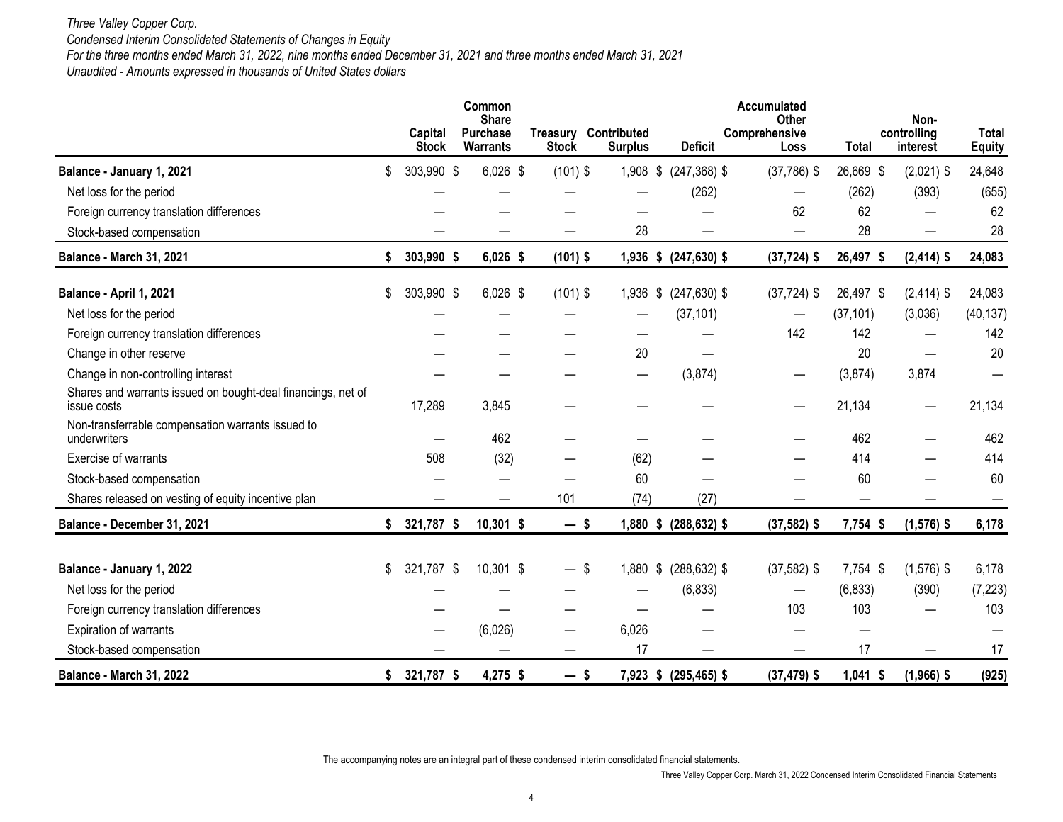*Three Valley Copper Corp.*
*Condensed Interim Consolidated Statements of Changes in Equity*
*For the three months ended March 31, 2022, nine months ended December 31, 2021 and three months ended March 31, 2021*
*Unaudited - Amounts expressed in thousands of United States dollars*

| | Capital Stock | Common Share Purchase Warrants | Treasury Stock | Contributed Surplus | Deficit | Accumulated Other Comprehensive Loss | Total | Non-controlling interest | Total Equity |
|---|---|---|---|---|---|---|---|---|---|
| **Balance - January 1, 2021** | $ 303,990 | $ 6,026 | $ (101) | $ 1,908 | $ (247,368) | $ (37,786) | $ 26,669 | $ (2,021) | $ 24,648 |
| Net loss for the period | — | — | — | — | (262) | — | (262) | (393) | (655) |
| Foreign currency translation differences | — | — | — | — | — | 62 | 62 | — | 62 |
| Stock-based compensation | — | — | — | 28 | — | — | 28 | — | 28 |
| **Balance - March 31, 2021** | **$ 303,990** | **$ 6,026** | **$ (101)** | **$ 1,936** | **$ (247,630)** | **$ (37,724)** | **$ 26,497** | **$ (2,414)** | **$ 24,083** |
| | | | | | | | | | |
| **Balance - April 1, 2021** | $ 303,990 | $ 6,026 | $ (101) | $ 1,936 | $ (247,630) | $ (37,724) | $ 26,497 | $ (2,414) | $ 24,083 |
| Net loss for the period | — | — | — | — | (37,101) | — | (37,101) | (3,036) | (40,137) |
| Foreign currency translation differences | — | — | — | — | — | 142 | 142 | — | 142 |
| Change in other reserve | — | — | — | 20 | — | | 20 | — | 20 |
| Change in non-controlling interest | — | — | — | — | (3,874) | — | (3,874) | 3,874 | — |
| Shares and warrants issued on bought-deal financings, net of issue costs | 17,289 | 3,845 | — | — | — | — | 21,134 | — | 21,134 |
| Non-transferrable compensation warrants issued to underwriters | — | 462 | — | — | — | — | 462 | — | 462 |
| Exercise of warrants | 508 | (32) | — | (62) | — | — | 414 | — | 414 |
| Stock-based compensation | — | — | — | 60 | — | — | 60 | — | 60 |
| Shares released on vesting of equity incentive plan | — | — | 101 | (74) | (27) | — | — | — | — |
| **Balance - December 31, 2021** | **$ 321,787** | **$ 10,301** | **$ —** | **$ 1,880** | **$ (288,632)** | **$ (37,582)** | **$ 7,754** | **$ (1,576)** | **$ 6,178** |
| | | | | | | | | | |
| **Balance - January 1, 2022** | $ 321,787 | $ 10,301 | $ — | $ 1,880 | $ (288,632) | $ (37,582) | $ 7,754 | $ (1,576) | $ 6,178 |
| Net loss for the period | — | — | — | — | (6,833) | — | (6,833) | (390) | (7,223) |
| Foreign currency translation differences | — | — | — | — | — | 103 | 103 | — | 103 |
| Expiration of warrants | — | (6,026) | — | 6,026 | — | — | — | | — |
| Stock-based compensation | — | — | — | 17 | — | — | 17 | — | 17 |
| **Balance - March 31, 2022** | **$ 321,787** | **$ 4,275** | **$ —** | **$ 7,923** | **$ (295,465)** | **$ (37,479)** | **$ 1,041** | **$ (1,966)** | **$ (925)** |

The accompanying notes are an integral part of these condensed interim consolidated financial statements.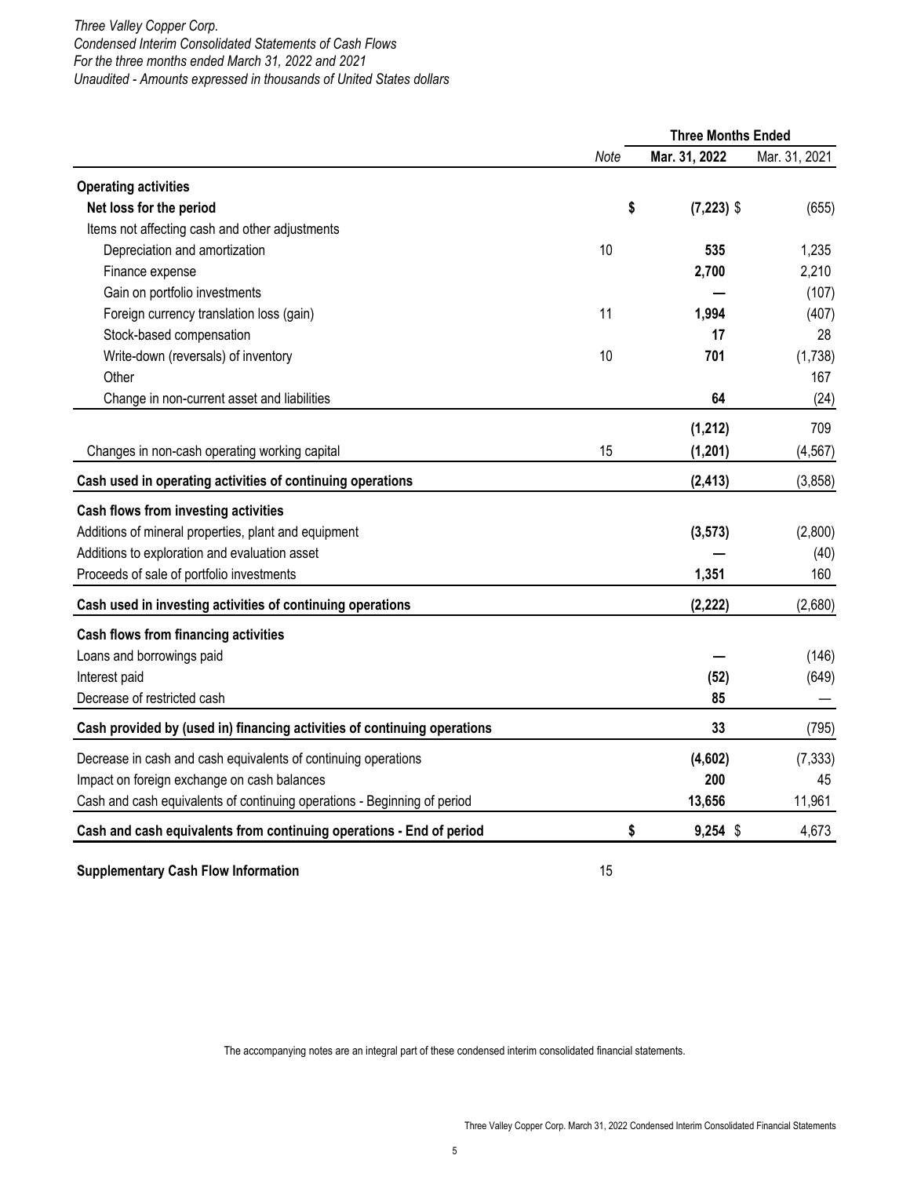*Three Valley Copper Corp.*
*Condensed Interim Consolidated Statements of Cash Flows*
*For the three months ended March 31, 2022 and 2021*
*Unaudited - Amounts expressed in thousands of United States dollars*

| | Note | Three Months Ended Mar. 31, 2022 | Three Months Ended Mar. 31, 2021 |
|---|---|---|---|
| **Operating activities** | | | |
| **Net loss for the period** | | **$ (7,223)** | $ (655) |
| Items not affecting cash and other adjustments | | | |
| Depreciation and amortization | 10 | **535** | 1,235 |
| Finance expense | | **2,700** | 2,210 |
| Gain on portfolio investments | | **—** | (107) |
| Foreign currency translation loss (gain) | 11 | **1,994** | (407) |
| Stock-based compensation | | **17** | 28 |
| Write-down (reversals) of inventory | 10 | **701** | (1,738) |
| Other | | | 167 |
| Change in non-current asset and liabilities | | **64** | (24) |
| | | **(1,212)** | 709 |
| Changes in non-cash operating working capital | 15 | **(1,201)** | (4,567) |
| **Cash used in operating activities of continuing operations** | | **(2,413)** | (3,858) |
| **Cash flows from investing activities** | | | |
| Additions of mineral properties, plant and equipment | | **(3,573)** | (2,800) |
| Additions to exploration and evaluation asset | | **—** | (40) |
| Proceeds of sale of portfolio investments | | **1,351** | 160 |
| **Cash used in investing activities of continuing operations** | | **(2,222)** | (2,680) |
| **Cash flows from financing activities** | | | |
| Loans and borrowings paid | | **—** | (146) |
| Interest paid | | **(52)** | (649) |
| Decrease of restricted cash | | **85** | — |
| **Cash provided by (used in) financing activities of continuing operations** | | **33** | (795) |
| Decrease in cash and cash equivalents of continuing operations | | **(4,602)** | (7,333) |
| Impact on foreign exchange on cash balances | | **200** | 45 |
| Cash and cash equivalents of continuing operations - Beginning of period | | **13,656** | 11,961 |
| **Cash and cash equivalents from continuing operations - End of period** | | **$ 9,254** | $ 4,673 |

**Supplementary Cash Flow Information** 15

The accompanying notes are an integral part of these condensed interim consolidated financial statements.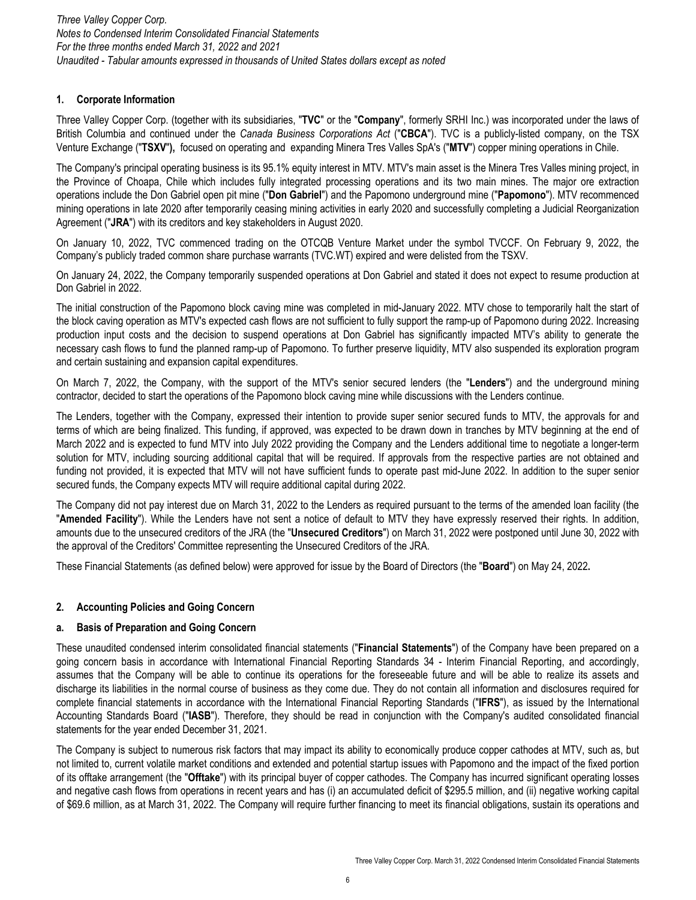## 1. Corporate Information

Three Valley Copper Corp. (together with its subsidiaries, "**TVC**" or the "**Company**", formerly SRHI Inc.) was incorporated under the laws of British Columbia and continued under the *Canada Business Corporations Act* ("**CBCA**"). TVC is a publicly-listed company, on the TSX Venture Exchange ("**TSXV**"**),** focused on operating and expanding Minera Tres Valles SpA's ("**MTV**") copper mining operations in Chile.

The Company's principal operating business is its 95.1% equity interest in MTV. MTV's main asset is the Minera Tres Valles mining project, in the Province of Choapa, Chile which includes fully integrated processing operations and its two main mines. The major ore extraction operations include the Don Gabriel open pit mine ("**Don Gabriel**") and the Papomono underground mine ("**Papomono**"). MTV recommenced mining operations in late 2020 after temporarily ceasing mining activities in early 2020 and successfully completing a Judicial Reorganization Agreement ("**JRA**") with its creditors and key stakeholders in August 2020.

On January 10, 2022, TVC commenced trading on the OTCQB Venture Market under the symbol TVCCF. On February 9, 2022, the Company's publicly traded common share purchase warrants (TVC.WT) expired and were delisted from the TSXV.

On January 24, 2022, the Company temporarily suspended operations at Don Gabriel and stated it does not expect to resume production at Don Gabriel in 2022.

The initial construction of the Papomono block caving mine was completed in mid-January 2022. MTV chose to temporarily halt the start of the block caving operation as MTV's expected cash flows are not sufficient to fully support the ramp-up of Papomono during 2022. Increasing production input costs and the decision to suspend operations at Don Gabriel has significantly impacted MTV's ability to generate the necessary cash flows to fund the planned ramp-up of Papomono. To further preserve liquidity, MTV also suspended its exploration program and certain sustaining and expansion capital expenditures.

On March 7, 2022, the Company, with the support of the MTV's senior secured lenders (the "**Lenders**") and the underground mining contractor, decided to start the operations of the Papomono block caving mine while discussions with the Lenders continue.

The Lenders, together with the Company, expressed their intention to provide super senior secured funds to MTV, the approvals for and terms of which are being finalized. This funding, if approved, was expected to be drawn down in tranches by MTV beginning at the end of March 2022 and is expected to fund MTV into July 2022 providing the Company and the Lenders additional time to negotiate a longer-term solution for MTV, including sourcing additional capital that will be required. If approvals from the respective parties are not obtained and funding not provided, it is expected that MTV will not have sufficient funds to operate past mid-June 2022. In addition to the super senior secured funds, the Company expects MTV will require additional capital during 2022.

The Company did not pay interest due on March 31, 2022 to the Lenders as required pursuant to the terms of the amended loan facility (the "**Amended Facility**"). While the Lenders have not sent a notice of default to MTV they have expressly reserved their rights. In addition, amounts due to the unsecured creditors of the JRA (the "**Unsecured Creditors**") on March 31, 2022 were postponed until June 30, 2022 with the approval of the Creditors' Committee representing the Unsecured Creditors of the JRA.

These Financial Statements (as defined below) were approved for issue by the Board of Directors (the "**Board**") on May 24, 2022**.**

## 2. Accounting Policies and Going Concern

### a. Basis of Preparation and Going Concern

These unaudited condensed interim consolidated financial statements ("**Financial Statements**") of the Company have been prepared on a going concern basis in accordance with International Financial Reporting Standards 34 - Interim Financial Reporting, and accordingly, assumes that the Company will be able to continue its operations for the foreseeable future and will be able to realize its assets and discharge its liabilities in the normal course of business as they come due. They do not contain all information and disclosures required for complete financial statements in accordance with the International Financial Reporting Standards ("**IFRS**"), as issued by the International Accounting Standards Board ("**IASB**"). Therefore, they should be read in conjunction with the Company's audited consolidated financial statements for the year ended December 31, 2021.

The Company is subject to numerous risk factors that may impact its ability to economically produce copper cathodes at MTV, such as, but not limited to, current volatile market conditions and extended and potential startup issues with Papomono and the impact of the fixed portion of its offtake arrangement (the "**Offtake**") with its principal buyer of copper cathodes. The Company has incurred significant operating losses and negative cash flows from operations in recent years and has (i) an accumulated deficit of $295.5 million, and (ii) negative working capital of $69.6 million, as at March 31, 2022. The Company will require further financing to meet its financial obligations, sustain its operations and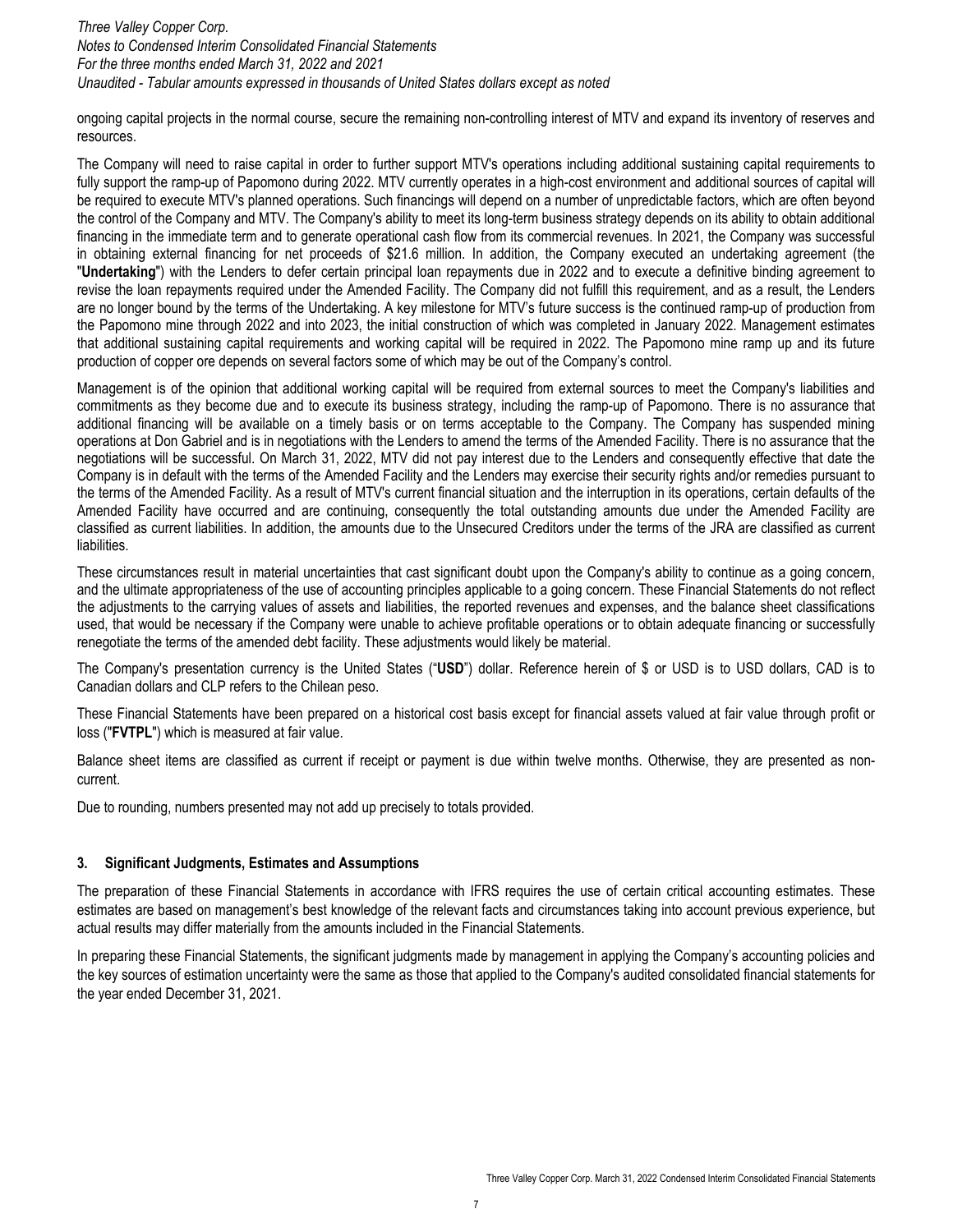ongoing capital projects in the normal course, secure the remaining non-controlling interest of MTV and expand its inventory of reserves and resources.

The Company will need to raise capital in order to further support MTV's operations including additional sustaining capital requirements to fully support the ramp-up of Papomono during 2022. MTV currently operates in a high-cost environment and additional sources of capital will be required to execute MTV's planned operations. Such financings will depend on a number of unpredictable factors, which are often beyond the control of the Company and MTV. The Company's ability to meet its long-term business strategy depends on its ability to obtain additional financing in the immediate term and to generate operational cash flow from its commercial revenues. In 2021, the Company was successful in obtaining external financing for net proceeds of $21.6 million. In addition, the Company executed an undertaking agreement (the "**Undertaking**") with the Lenders to defer certain principal loan repayments due in 2022 and to execute a definitive binding agreement to revise the loan repayments required under the Amended Facility. The Company did not fulfill this requirement, and as a result, the Lenders are no longer bound by the terms of the Undertaking. A key milestone for MTV's future success is the continued ramp-up of production from the Papomono mine through 2022 and into 2023, the initial construction of which was completed in January 2022. Management estimates that additional sustaining capital requirements and working capital will be required in 2022. The Papomono mine ramp up and its future production of copper ore depends on several factors some of which may be out of the Company's control.

Management is of the opinion that additional working capital will be required from external sources to meet the Company's liabilities and commitments as they become due and to execute its business strategy, including the ramp-up of Papomono. There is no assurance that additional financing will be available on a timely basis or on terms acceptable to the Company. The Company has suspended mining operations at Don Gabriel and is in negotiations with the Lenders to amend the terms of the Amended Facility. There is no assurance that the negotiations will be successful. On March 31, 2022, MTV did not pay interest due to the Lenders and consequently effective that date the Company is in default with the terms of the Amended Facility and the Lenders may exercise their security rights and/or remedies pursuant to the terms of the Amended Facility. As a result of MTV's current financial situation and the interruption in its operations, certain defaults of the Amended Facility have occurred and are continuing, consequently the total outstanding amounts due under the Amended Facility are classified as current liabilities. In addition, the amounts due to the Unsecured Creditors under the terms of the JRA are classified as current liabilities.

These circumstances result in material uncertainties that cast significant doubt upon the Company's ability to continue as a going concern, and the ultimate appropriateness of the use of accounting principles applicable to a going concern. These Financial Statements do not reflect the adjustments to the carrying values of assets and liabilities, the reported revenues and expenses, and the balance sheet classifications used, that would be necessary if the Company were unable to achieve profitable operations or to obtain adequate financing or successfully renegotiate the terms of the amended debt facility. These adjustments would likely be material.

The Company's presentation currency is the United States ("**USD**") dollar. Reference herein of $ or USD is to USD dollars, CAD is to Canadian dollars and CLP refers to the Chilean peso.

These Financial Statements have been prepared on a historical cost basis except for financial assets valued at fair value through profit or loss ("**FVTPL**") which is measured at fair value.

Balance sheet items are classified as current if receipt or payment is due within twelve months. Otherwise, they are presented as non-current.

Due to rounding, numbers presented may not add up precisely to totals provided.

## 3. Significant Judgments, Estimates and Assumptions

The preparation of these Financial Statements in accordance with IFRS requires the use of certain critical accounting estimates. These estimates are based on management's best knowledge of the relevant facts and circumstances taking into account previous experience, but actual results may differ materially from the amounts included in the Financial Statements.

In preparing these Financial Statements, the significant judgments made by management in applying the Company's accounting policies and the key sources of estimation uncertainty were the same as those that applied to the Company's audited consolidated financial statements for the year ended December 31, 2021.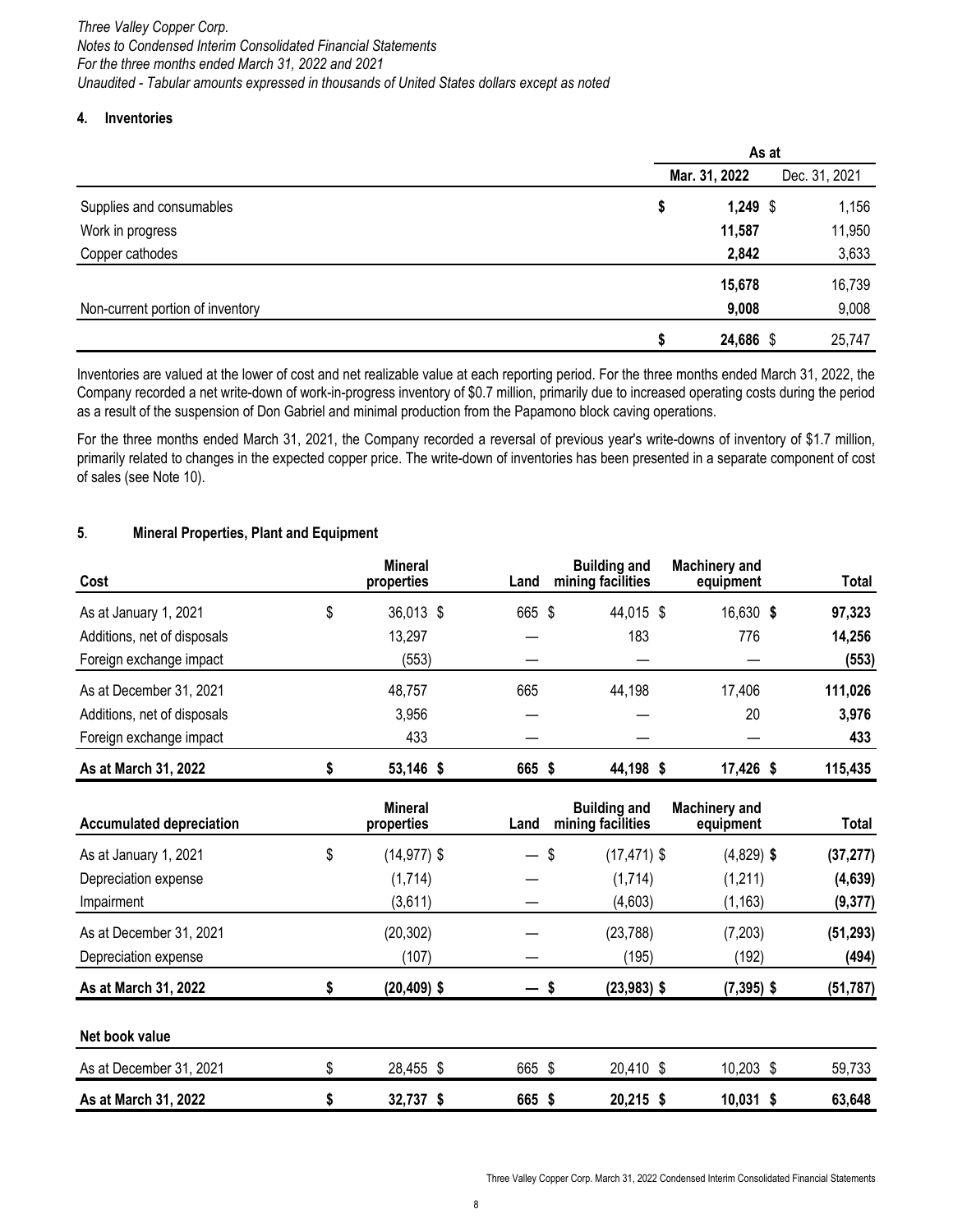## 4. Inventories

| | As at | |
|---|---|---|
| | **Mar. 31, 2022** | Dec. 31, 2021 |
| Supplies and consumables | **$ 1,249** | $ 1,156 |
| Work in progress | **11,587** | 11,950 |
| Copper cathodes | **2,842** | 3,633 |
| | **15,678** | 16,739 |
| Non-current portion of inventory | **9,008** | 9,008 |
| | **$ 24,686** | $ 25,747 |

Inventories are valued at the lower of cost and net realizable value at each reporting period. For the three months ended March 31, 2022, the Company recorded a net write-down of work-in-progress inventory of $0.7 million, primarily due to increased operating costs during the period as a result of the suspension of Don Gabriel and minimal production from the Papamono block caving operations.

For the three months ended March 31, 2021, the Company recorded a reversal of previous year's write-downs of inventory of $1.7 million, primarily related to changes in the expected copper price. The write-down of inventories has been presented in a separate component of cost of sales (see Note 10).

## 5. Mineral Properties, Plant and Equipment

| Cost | Mineral properties | Land | Building and mining facilities | Machinery and equipment | Total |
|---|---|---|---|---|---|
| As at January 1, 2021 | $ 36,013 | $ 665 | $ 44,015 | $ 16,630 | **$ 97,323** |
| Additions, net of disposals | 13,297 | — | 183 | 776 | **14,256** |
| Foreign exchange impact | (553) | — | — | — | **(553)** |
| As at December 31, 2021 | 48,757 | 665 | 44,198 | 17,406 | **111,026** |
| Additions, net of disposals | 3,956 | — | — | 20 | **3,976** |
| Foreign exchange impact | 433 | — | — | — | **433** |
| **As at March 31, 2022** | **$ 53,146** | **$ 665** | **$ 44,198** | **$ 17,426** | **$ 115,435** |

| Accumulated depreciation | Mineral properties | Land | Building and mining facilities | Machinery and equipment | Total |
|---|---|---|---|---|---|
| As at January 1, 2021 | $ (14,977) | $ — | $ (17,471) | $ (4,829) | **$ (37,277)** |
| Depreciation expense | (1,714) | — | (1,714) | (1,211) | **(4,639)** |
| Impairment | (3,611) | — | (4,603) | (1,163) | **(9,377)** |
| As at December 31, 2021 | (20,302) | — | (23,788) | (7,203) | **(51,293)** |
| Depreciation expense | (107) | — | (195) | (192) | **(494)** |
| **As at March 31, 2022** | **$ (20,409)** | **$ —** | **$ (23,983)** | **$ (7,395)** | **$ (51,787)** |
| | | | | | |
| **Net book value** | | | | | |
| As at December 31, 2021 | $ 28,455 | $ 665 | $ 20,410 | $ 10,203 | $ 59,733 |
| **As at March 31, 2022** | **$ 32,737** | **$ 665** | **$ 20,215** | **$ 10,031** | **$ 63,648** |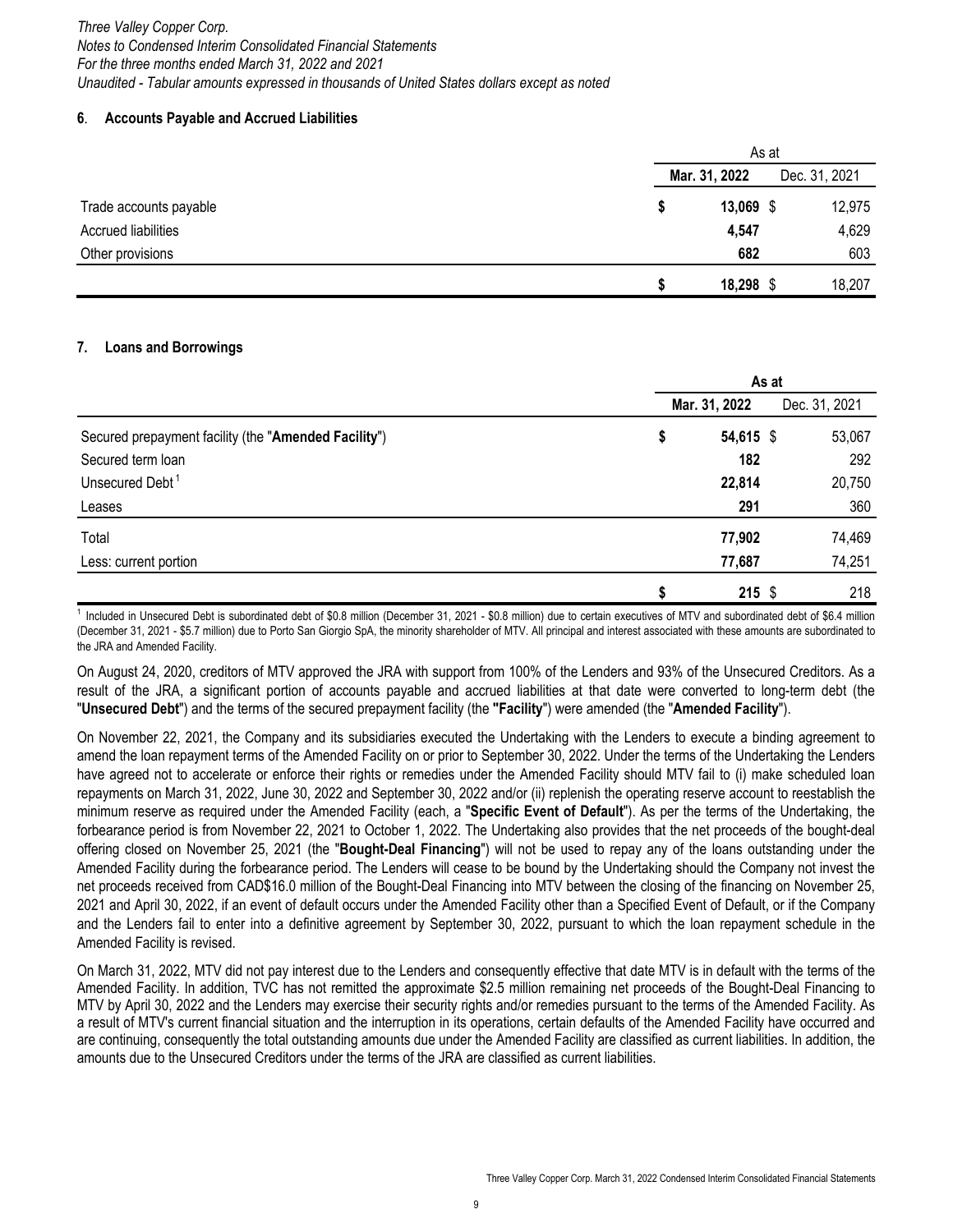## 6. Accounts Payable and Accrued Liabilities

| | As at | |
|---|---|---|
| | **Mar. 31, 2022** | Dec. 31, 2021 |
| Trade accounts payable | $ **13,069** | $ 12,975 |
| Accrued liabilities | **4,547** | 4,629 |
| Other provisions | **682** | 603 |
| | $ **18,298** | $ 18,207 |

## 7. Loans and Borrowings

| | As at | |
|---|---|---|
| | **Mar. 31, 2022** | Dec. 31, 2021 |
| Secured prepayment facility (the "**Amended Facility**") | $ **54,615** | $ 53,067 |
| Secured term loan | **182** | 292 |
| Unsecured Debt [1] | **22,814** | 20,750 |
| Leases | **291** | 360 |
| Total | **77,902** | 74,469 |
| Less: current portion | **77,687** | 74,251 |
| | $ **215** | $ 218 |

[1] Included in Unsecured Debt is subordinated debt of $0.8 million (December 31, 2021 - $0.8 million) due to certain executives of MTV and subordinated debt of $6.4 million (December 31, 2021 - $5.7 million) due to Porto San Giorgio SpA, the minority shareholder of MTV. All principal and interest associated with these amounts are subordinated to the JRA and Amended Facility.

On August 24, 2020, creditors of MTV approved the JRA with support from 100% of the Lenders and 93% of the Unsecured Creditors. As a result of the JRA, a significant portion of accounts payable and accrued liabilities at that date were converted to long-term debt (the "**Unsecured Debt**") and the terms of the secured prepayment facility (the **"Facility"**) were amended (the "**Amended Facility**").

On November 22, 2021, the Company and its subsidiaries executed the Undertaking with the Lenders to execute a binding agreement to amend the loan repayment terms of the Amended Facility on or prior to September 30, 2022. Under the terms of the Undertaking the Lenders have agreed not to accelerate or enforce their rights or remedies under the Amended Facility should MTV fail to (i) make scheduled loan repayments on March 31, 2022, June 30, 2022 and September 30, 2022 and/or (ii) replenish the operating reserve account to reestablish the minimum reserve as required under the Amended Facility (each, a "**Specific Event of Default**"). As per the terms of the Undertaking, the forbearance period is from November 22, 2021 to October 1, 2022. The Undertaking also provides that the net proceeds of the bought-deal offering closed on November 25, 2021 (the "**Bought-Deal Financing**") will not be used to repay any of the loans outstanding under the Amended Facility during the forbearance period. The Lenders will cease to be bound by the Undertaking should the Company not invest the net proceeds received from CAD$16.0 million of the Bought-Deal Financing into MTV between the closing of the financing on November 25, 2021 and April 30, 2022, if an event of default occurs under the Amended Facility other than a Specified Event of Default, or if the Company and the Lenders fail to enter into a definitive agreement by September 30, 2022, pursuant to which the loan repayment schedule in the Amended Facility is revised.

On March 31, 2022, MTV did not pay interest due to the Lenders and consequently effective that date MTV is in default with the terms of the Amended Facility. In addition, TVC has not remitted the approximate $2.5 million remaining net proceeds of the Bought-Deal Financing to MTV by April 30, 2022 and the Lenders may exercise their security rights and/or remedies pursuant to the terms of the Amended Facility. As a result of MTV's current financial situation and the interruption in its operations, certain defaults of the Amended Facility have occurred and are continuing, consequently the total outstanding amounts due under the Amended Facility are classified as current liabilities. In addition, the amounts due to the Unsecured Creditors under the terms of the JRA are classified as current liabilities.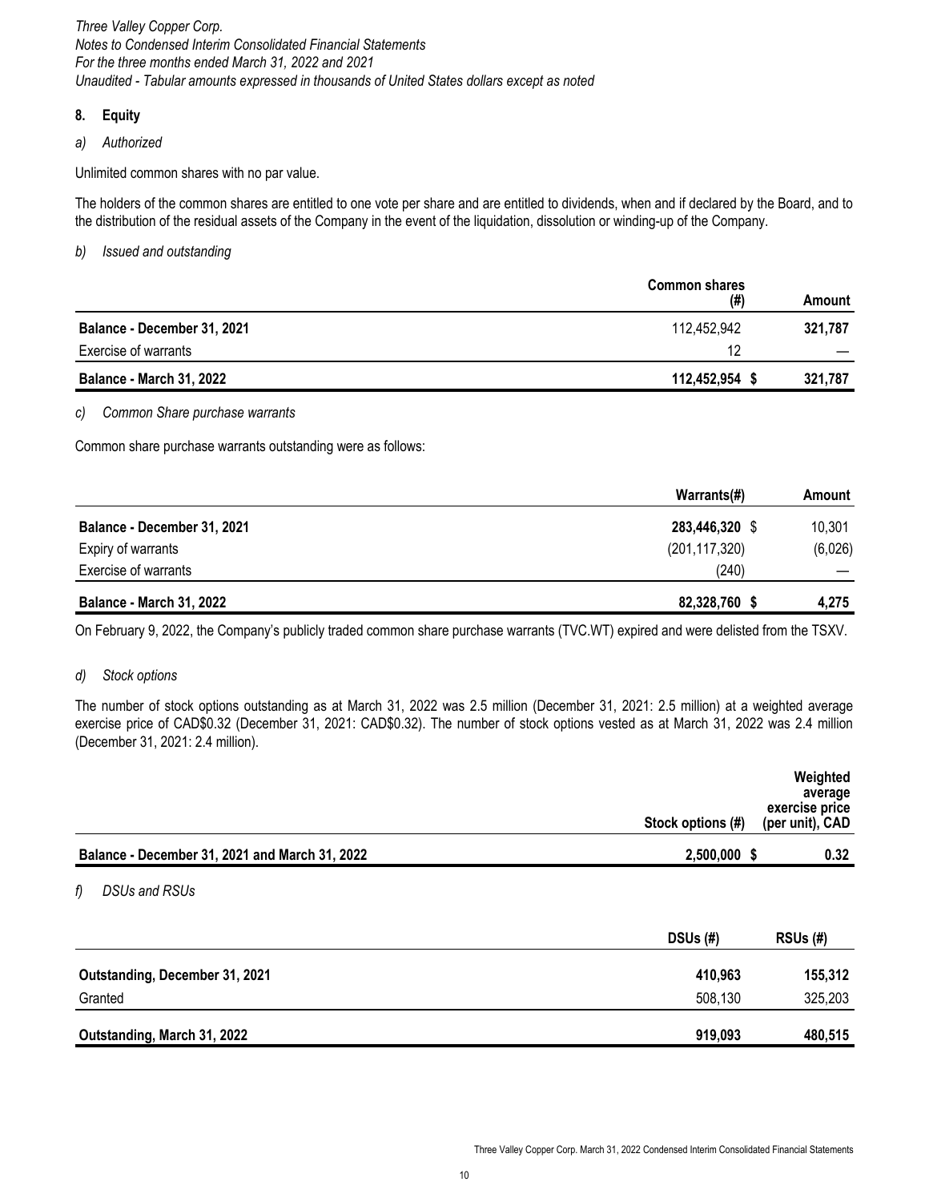## 8. Equity

*a) Authorized*

Unlimited common shares with no par value.

The holders of the common shares are entitled to one vote per share and are entitled to dividends, when and if declared by the Board, and to the distribution of the residual assets of the Company in the event of the liquidation, dissolution or winding-up of the Company.

*b) Issued and outstanding*

| | Common shares (#) | Amount |
|---|---|---|
| **Balance - December 31, 2021** | 112,452,942 | **321,787** |
| Exercise of warrants | 12 | — |
| **Balance - March 31, 2022** | **112,452,954** | **$ 321,787** |

*c) Common Share purchase warrants*

Common share purchase warrants outstanding were as follows:

| | Warrants(#) | Amount |
|---|---|---|
| **Balance - December 31, 2021** | **283,446,320** | $ 10,301 |
| Expiry of warrants | (201,117,320) | (6,026) |
| Exercise of warrants | (240) | — |
| **Balance - March 31, 2022** | **82,328,760** | **$ 4,275** |

On February 9, 2022, the Company's publicly traded common share purchase warrants (TVC.WT) expired and were delisted from the TSXV.

*d) Stock options*

The number of stock options outstanding as at March 31, 2022 was 2.5 million (December 31, 2021: 2.5 million) at a weighted average exercise price of CAD$0.32 (December 31, 2021: CAD$0.32). The number of stock options vested as at March 31, 2022 was 2.4 million (December 31, 2021: 2.4 million).

| | Stock options (#) | Weighted average exercise price (per unit), CAD |
|---|---|---|
| **Balance - December 31, 2021 and March 31, 2022** | **2,500,000** | **$ 0.32** |

*f) DSUs and RSUs*

| | DSUs (#) | RSUs (#) |
|---|---|---|
| **Outstanding, December 31, 2021** | **410,963** | **155,312** |
| Granted | 508,130 | 325,203 |
| **Outstanding, March 31, 2022** | **919,093** | **480,515** |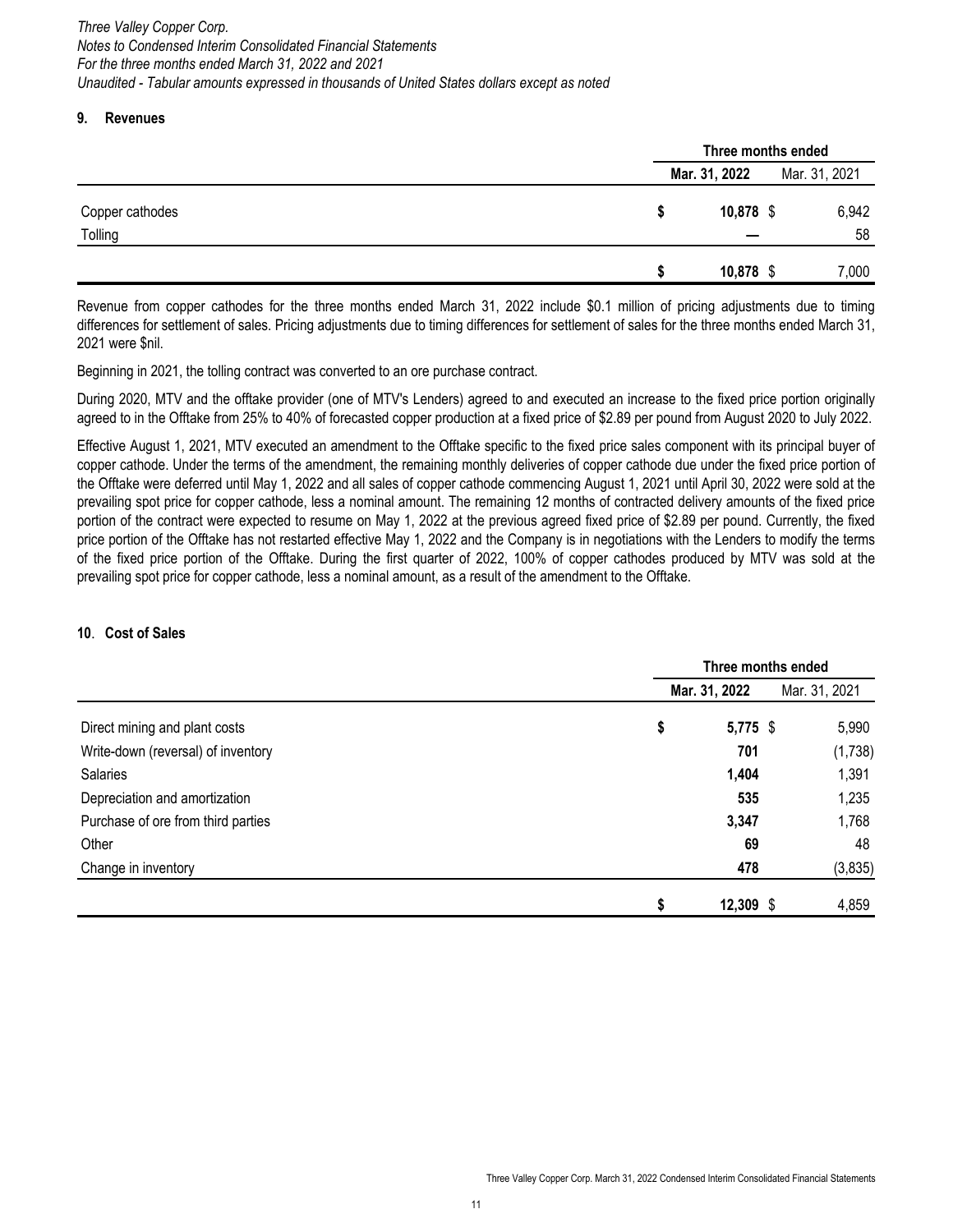## 9. Revenues

| | Three months ended | |
|---|---|---|
| | **Mar. 31, 2022** | Mar. 31, 2021 |
| Copper cathodes | **$ 10,878** | $ 6,942 |
| Tolling | **—** | 58 |
| | **$ 10,878** | $ 7,000 |

Revenue from copper cathodes for the three months ended March 31, 2022 include $0.1 million of pricing adjustments due to timing differences for settlement of sales. Pricing adjustments due to timing differences for settlement of sales for the three months ended March 31, 2021 were $nil.

Beginning in 2021, the tolling contract was converted to an ore purchase contract.

During 2020, MTV and the offtake provider (one of MTV's Lenders) agreed to and executed an increase to the fixed price portion originally agreed to in the Offtake from 25% to 40% of forecasted copper production at a fixed price of $2.89 per pound from August 2020 to July 2022.

Effective August 1, 2021, MTV executed an amendment to the Offtake specific to the fixed price sales component with its principal buyer of copper cathode. Under the terms of the amendment, the remaining monthly deliveries of copper cathode due under the fixed price portion of the Offtake were deferred until May 1, 2022 and all sales of copper cathode commencing August 1, 2021 until April 30, 2022 were sold at the prevailing spot price for copper cathode, less a nominal amount. The remaining 12 months of contracted delivery amounts of the fixed price portion of the contract were expected to resume on May 1, 2022 at the previous agreed fixed price of $2.89 per pound. Currently, the fixed price portion of the Offtake has not restarted effective May 1, 2022 and the Company is in negotiations with the Lenders to modify the terms of the fixed price portion of the Offtake. During the first quarter of 2022, 100% of copper cathodes produced by MTV was sold at the prevailing spot price for copper cathode, less a nominal amount, as a result of the amendment to the Offtake.

## 10. Cost of Sales

| | Three months ended | |
|---|---|---|
| | **Mar. 31, 2022** | Mar. 31, 2021 |
| Direct mining and plant costs | **$ 5,775** | $ 5,990 |
| Write-down (reversal) of inventory | **701** | (1,738) |
| Salaries | **1,404** | 1,391 |
| Depreciation and amortization | **535** | 1,235 |
| Purchase of ore from third parties | **3,347** | 1,768 |
| Other | **69** | 48 |
| Change in inventory | **478** | (3,835) |
| | **$ 12,309** | $ 4,859 |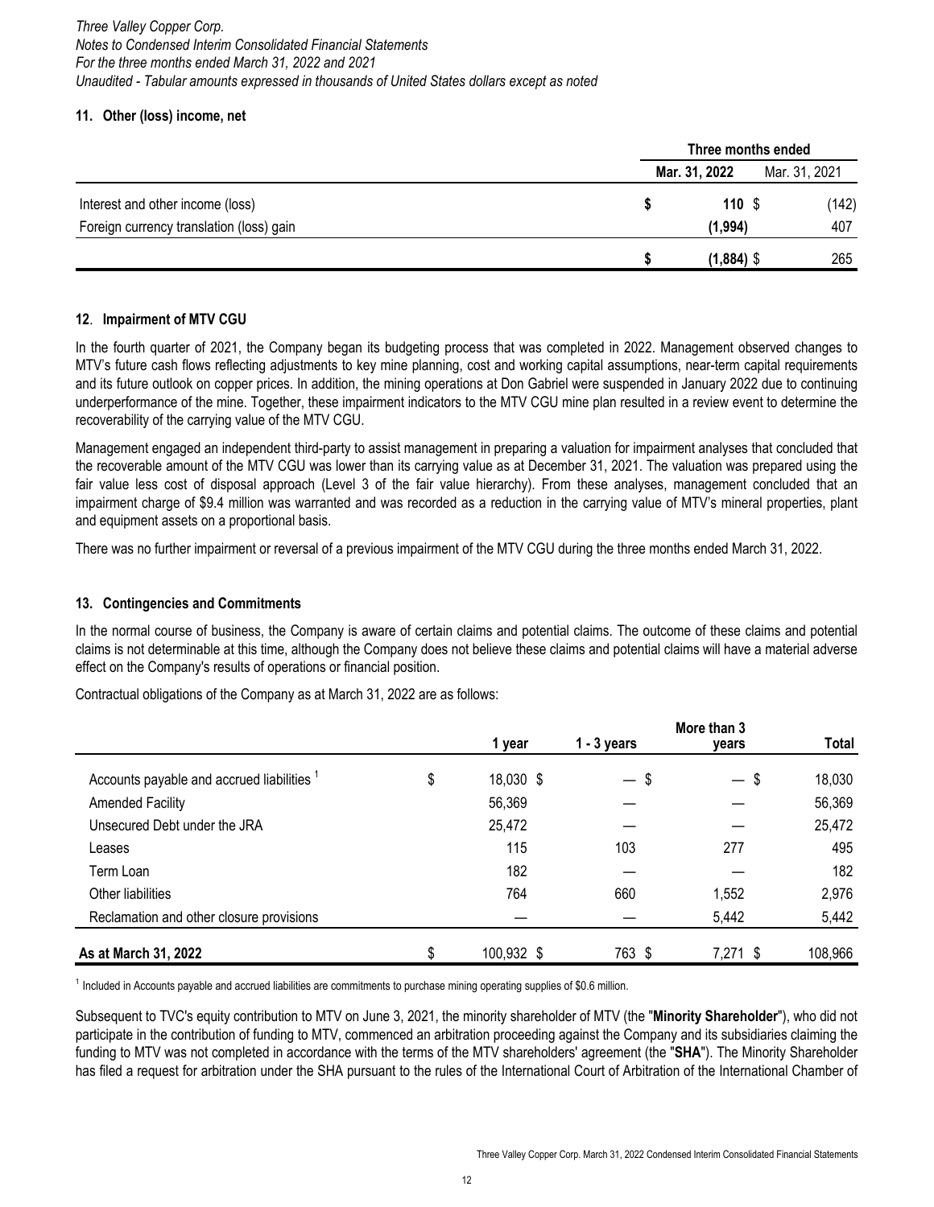## 11. Other (loss) income, net

| | Three months ended | |
|---|---|---|
| | **Mar. 31, 2022** | Mar. 31, 2021 |
| Interest and other income (loss) | **$ 110** | $ (142) |
| Foreign currency translation (loss) gain | **(1,994)** | 407 |
| | **$ (1,884)** | $ 265 |

## 12. Impairment of MTV CGU

In the fourth quarter of 2021, the Company began its budgeting process that was completed in 2022. Management observed changes to MTV's future cash flows reflecting adjustments to key mine planning, cost and working capital assumptions, near-term capital requirements and its future outlook on copper prices. In addition, the mining operations at Don Gabriel were suspended in January 2022 due to continuing underperformance of the mine. Together, these impairment indicators to the MTV CGU mine plan resulted in a review event to determine the recoverability of the carrying value of the MTV CGU.

Management engaged an independent third-party to assist management in preparing a valuation for impairment analyses that concluded that the recoverable amount of the MTV CGU was lower than its carrying value as at December 31, 2021. The valuation was prepared using the fair value less cost of disposal approach (Level 3 of the fair value hierarchy). From these analyses, management concluded that an impairment charge of $9.4 million was warranted and was recorded as a reduction in the carrying value of MTV's mineral properties, plant and equipment assets on a proportional basis.

There was no further impairment or reversal of a previous impairment of the MTV CGU during the three months ended March 31, 2022.

## 13. Contingencies and Commitments

In the normal course of business, the Company is aware of certain claims and potential claims. The outcome of these claims and potential claims is not determinable at this time, although the Company does not believe these claims and potential claims will have a material adverse effect on the Company's results of operations or financial position.

Contractual obligations of the Company as at March 31, 2022 are as follows:

| | 1 year | 1 - 3 years | More than 3 years | Total |
|---|---|---|---|---|
| Accounts payable and accrued liabilities [1] | $ 18,030 | $ — | $ — | $ 18,030 |
| Amended Facility | 56,369 | — | — | 56,369 |
| Unsecured Debt under the JRA | 25,472 | — | — | 25,472 |
| Leases | 115 | 103 | 277 | 495 |
| Term Loan | 182 | — | — | 182 |
| Other liabilities | 764 | 660 | 1,552 | 2,976 |
| Reclamation and other closure provisions | — | — | 5,442 | 5,442 |
| **As at March 31, 2022** | $ 100,932 | $ 763 | $ 7,271 | $ 108,966 |

[1] Included in Accounts payable and accrued liabilities are commitments to purchase mining operating supplies of $0.6 million.

Subsequent to TVC's equity contribution to MTV on June 3, 2021, the minority shareholder of MTV (the "**Minority Shareholder**"), who did not participate in the contribution of funding to MTV, commenced an arbitration proceeding against the Company and its subsidiaries claiming the funding to MTV was not completed in accordance with the terms of the MTV shareholders' agreement (the "**SHA**"). The Minority Shareholder has filed a request for arbitration under the SHA pursuant to the rules of the International Court of Arbitration of the International Chamber of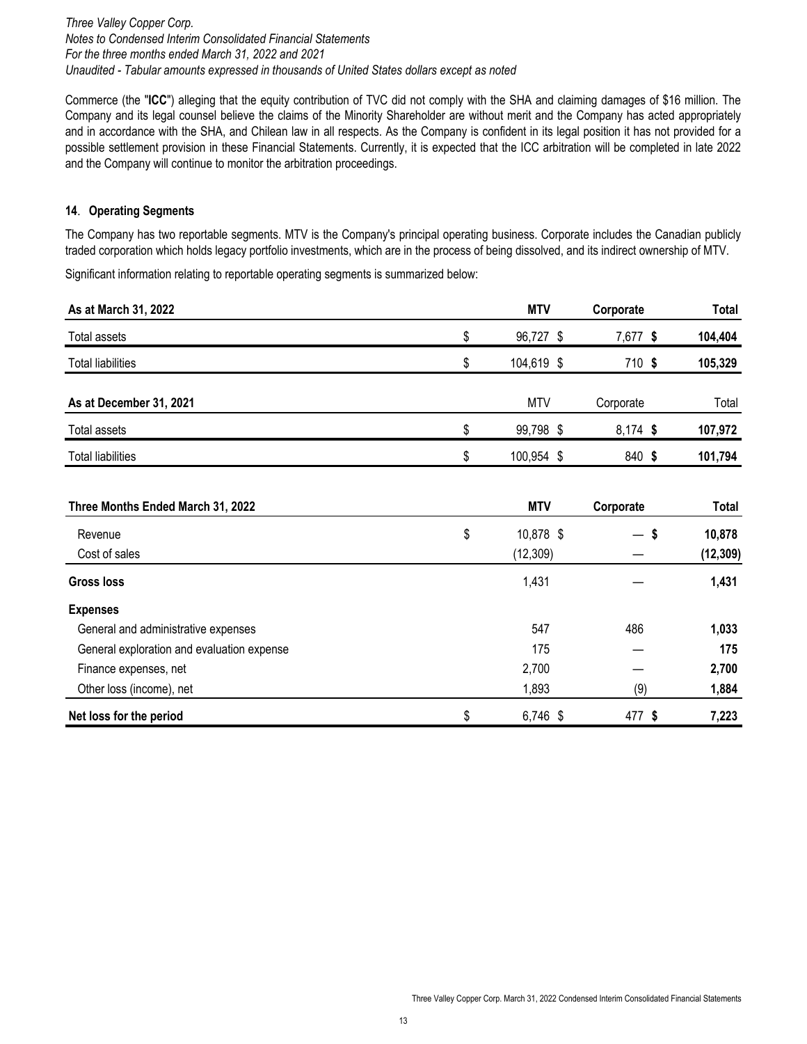Commerce (the "**ICC**") alleging that the equity contribution of TVC did not comply with the SHA and claiming damages of $16 million. The Company and its legal counsel believe the claims of the Minority Shareholder are without merit and the Company has acted appropriately and in accordance with the SHA, and Chilean law in all respects. As the Company is confident in its legal position it has not provided for a possible settlement provision in these Financial Statements. Currently, it is expected that the ICC arbitration will be completed in late 2022 and the Company will continue to monitor the arbitration proceedings.

### 14. Operating Segments

The Company has two reportable segments. MTV is the Company's principal operating business. Corporate includes the Canadian publicly traded corporation which holds legacy portfolio investments, which are in the process of being dissolved, and its indirect ownership of MTV.

Significant information relating to reportable operating segments is summarized below:

| **As at March 31, 2022** | **MTV** | **Corporate** | **Total** |
|---|---|---|---|
| Total assets | $ 96,727 | $ 7,677 | **$ 104,404** |
| Total liabilities | $ 104,619 | $ 710 | **$ 105,329** |

| As at December 31, 2021 | MTV | Corporate | Total |
|---|---|---|---|
| Total assets | $ 99,798 | $ 8,174 | **$ 107,972** |
| Total liabilities | $ 100,954 | $ 840 | **$ 101,794** |

| **Three Months Ended March 31, 2022** | **MTV** | **Corporate** | **Total** |
|---|---|---|---|
| Revenue | $ 10,878 | $ — | **$ 10,878** |
| Cost of sales | (12,309) | — | **(12,309)** |
| **Gross loss** | 1,431 | — | **1,431** |
| **Expenses** | | | |
| General and administrative expenses | 547 | 486 | **1,033** |
| General exploration and evaluation expense | 175 | — | **175** |
| Finance expenses, net | 2,700 | — | **2,700** |
| Other loss (income), net | 1,893 | (9) | **1,884** |
| **Net loss for the period** | $ 6,746 | $ 477 | **$ 7,223** |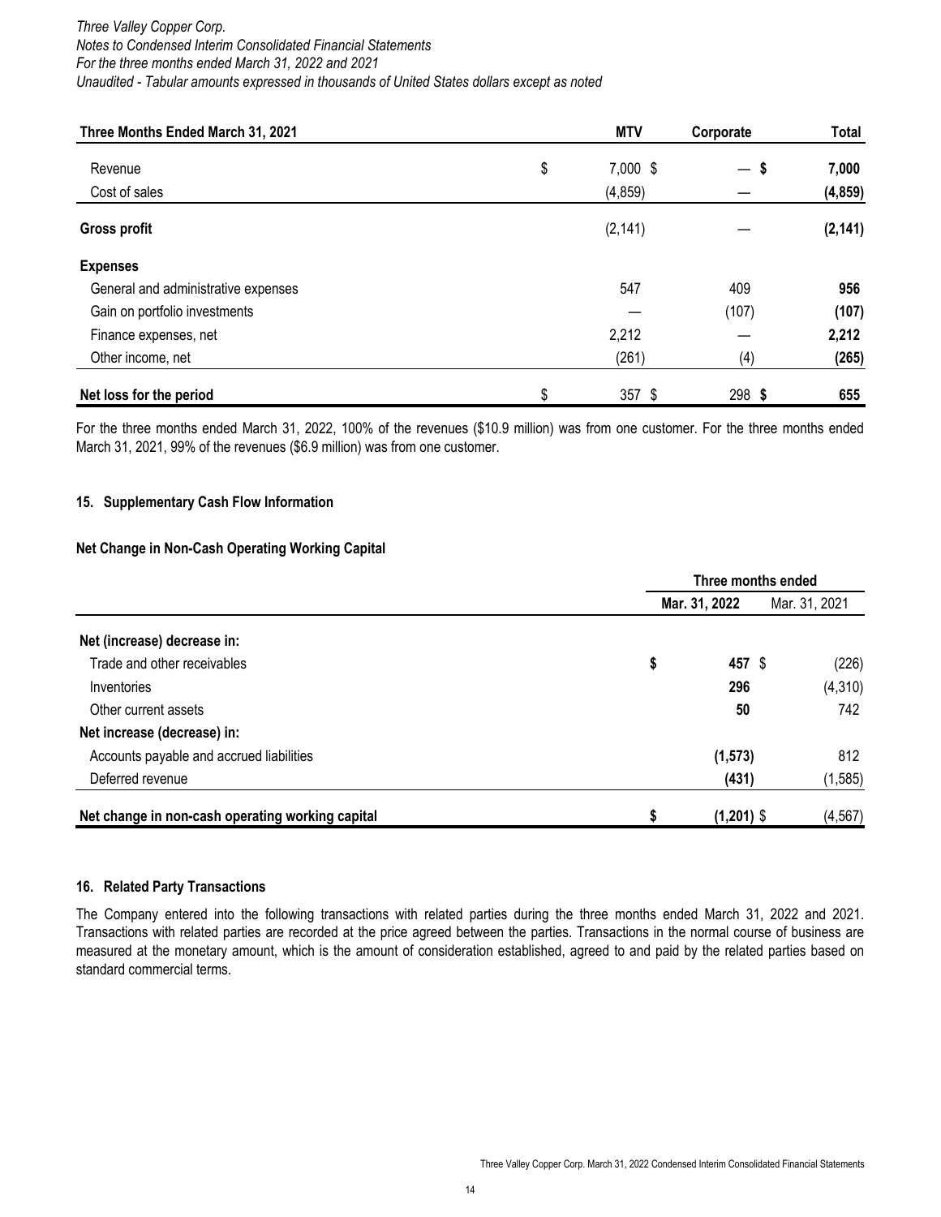| Three Months Ended March 31, 2021 | MTV | Corporate | Total |
|---|---|---|---|
| Revenue | $ 7,000 | $ — | **$ 7,000** |
| Cost of sales | (4,859) | — | **(4,859)** |
| **Gross profit** | (2,141) | — | **(2,141)** |
| **Expenses** | | | |
| General and administrative expenses | 547 | 409 | **956** |
| Gain on portfolio investments | — | (107) | **(107)** |
| Finance expenses, net | 2,212 | — | **2,212** |
| Other income, net | (261) | (4) | **(265)** |
| **Net loss for the period** | $ 357 | $ 298 | **$ 655** |

For the three months ended March 31, 2022, 100% of the revenues ($10.9 million) was from one customer. For the three months ended March 31, 2021, 99% of the revenues ($6.9 million) was from one customer.

## 15. Supplementary Cash Flow Information

### Net Change in Non-Cash Operating Working Capital

| | Three months ended | |
|---|---|---|
| | **Mar. 31, 2022** | Mar. 31, 2021 |
| **Net (increase) decrease in:** | | |
| Trade and other receivables | **$ 457** | $ (226) |
| Inventories | **296** | (4,310) |
| Other current assets | **50** | 742 |
| **Net increase (decrease) in:** | | |
| Accounts payable and accrued liabilities | **(1,573)** | 812 |
| Deferred revenue | **(431)** | (1,585) |
| **Net change in non-cash operating working capital** | **$ (1,201)** | $ (4,567) |

## 16. Related Party Transactions

The Company entered into the following transactions with related parties during the three months ended March 31, 2022 and 2021. Transactions with related parties are recorded at the price agreed between the parties. Transactions in the normal course of business are measured at the monetary amount, which is the amount of consideration established, agreed to and paid by the related parties based on standard commercial terms.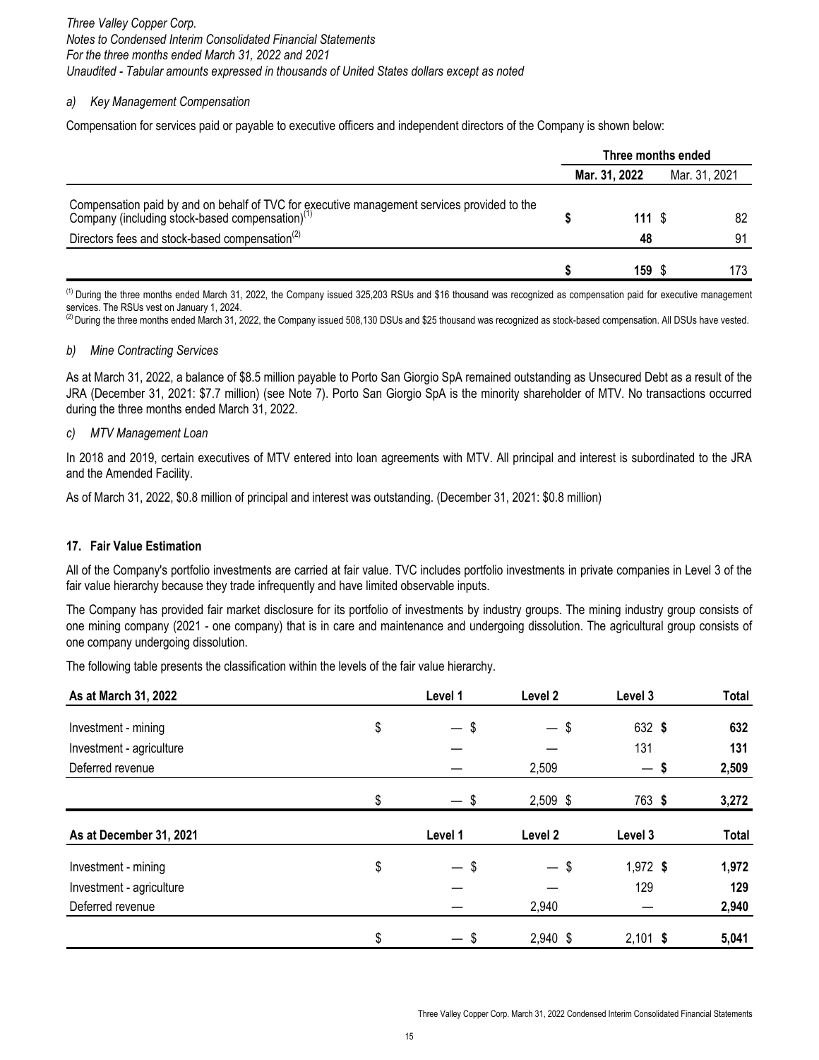*a) Key Management Compensation*

Compensation for services paid or payable to executive officers and independent directors of the Company is shown below:

| | Three months ended | |
|---|---|---|
| | **Mar. 31, 2022** | Mar. 31, 2021 |
| Compensation paid by and on behalf of TVC for executive management services provided to the Company (including stock-based compensation)[1] | **$ 111** | $ 82 |
| Directors fees and stock-based compensation[2] | **48** | 91 |
| | **$ 159** | $ 173 |

[1] During the three months ended March 31, 2022, the Company issued 325,203 RSUs and $16 thousand was recognized as compensation paid for executive management services. The RSUs vest on January 1, 2024.

[2] During the three months ended March 31, 2022, the Company issued 508,130 DSUs and $25 thousand was recognized as stock-based compensation. All DSUs have vested.

*b) Mine Contracting Services*

As at March 31, 2022, a balance of $8.5 million payable to Porto San Giorgio SpA remained outstanding as Unsecured Debt as a result of the JRA (December 31, 2021: $7.7 million) (see Note 7). Porto San Giorgio SpA is the minority shareholder of MTV. No transactions occurred during the three months ended March 31, 2022.

*c) MTV Management Loan*

In 2018 and 2019, certain executives of MTV entered into loan agreements with MTV. All principal and interest is subordinated to the JRA and the Amended Facility.

As of March 31, 2022, $0.8 million of principal and interest was outstanding. (December 31, 2021: $0.8 million)

## 17. Fair Value Estimation

All of the Company's portfolio investments are carried at fair value. TVC includes portfolio investments in private companies in Level 3 of the fair value hierarchy because they trade infrequently and have limited observable inputs.

The Company has provided fair market disclosure for its portfolio of investments by industry groups. The mining industry group consists of one mining company (2021 - one company) that is in care and maintenance and undergoing dissolution. The agricultural group consists of one company undergoing dissolution.

The following table presents the classification within the levels of the fair value hierarchy.

| **As at March 31, 2022** | Level 1 | Level 2 | Level 3 | Total |
|---|---|---|---|---|
| Investment - mining | $ — | $ — | $ 632 | **$ 632** |
| Investment - agriculture | — | — | 131 | **131** |
| Deferred revenue | — | 2,509 | — | **$ 2,509** |
| | $ — | $ 2,509 | $ 763 | **$ 3,272** |

| **As at December 31, 2021** | Level 1 | Level 2 | Level 3 | Total |
|---|---|---|---|---|
| Investment - mining | $ — | $ — | $ 1,972 | **$ 1,972** |
| Investment - agriculture | — | — | 129 | **129** |
| Deferred revenue | — | 2,940 | — | **2,940** |
| | $ — | $ 2,940 | $ 2,101 | **$ 5,041** |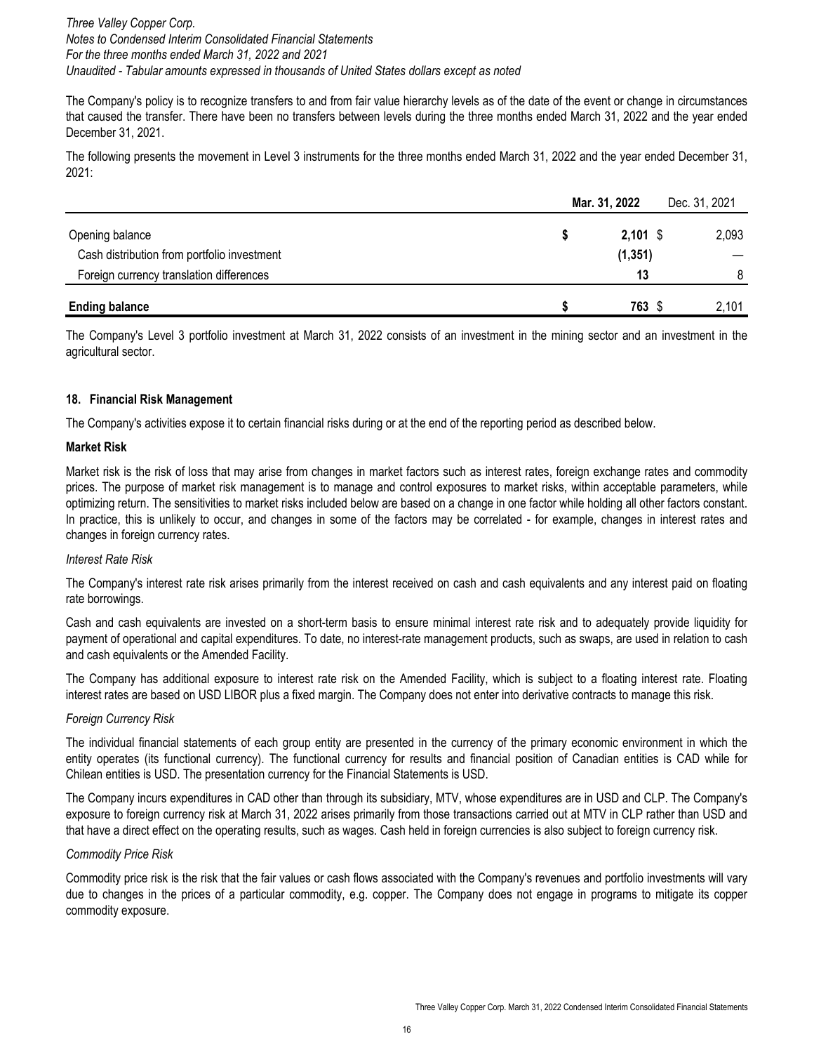The Company's policy is to recognize transfers to and from fair value hierarchy levels as of the date of the event or change in circumstances that caused the transfer. There have been no transfers between levels during the three months ended March 31, 2022 and the year ended December 31, 2021.

The following presents the movement in Level 3 instruments for the three months ended March 31, 2022 and the year ended December 31, 2021:

| | **Mar. 31, 2022** | Dec. 31, 2021 |
|---|---|---|
| Opening balance | **$ 2,101** | $ 2,093 |
| Cash distribution from portfolio investment | **(1,351)** | — |
| Foreign currency translation differences | **13** | 8 |
| **Ending balance** | **$ 763** | $ 2,101 |

The Company's Level 3 portfolio investment at March 31, 2022 consists of an investment in the mining sector and an investment in the agricultural sector.

## 18. Financial Risk Management

The Company's activities expose it to certain financial risks during or at the end of the reporting period as described below.

### Market Risk

Market risk is the risk of loss that may arise from changes in market factors such as interest rates, foreign exchange rates and commodity prices. The purpose of market risk management is to manage and control exposures to market risks, within acceptable parameters, while optimizing return. The sensitivities to market risks included below are based on a change in one factor while holding all other factors constant. In practice, this is unlikely to occur, and changes in some of the factors may be correlated - for example, changes in interest rates and changes in foreign currency rates.

*Interest Rate Risk*

The Company's interest rate risk arises primarily from the interest received on cash and cash equivalents and any interest paid on floating rate borrowings.

Cash and cash equivalents are invested on a short-term basis to ensure minimal interest rate risk and to adequately provide liquidity for payment of operational and capital expenditures. To date, no interest-rate management products, such as swaps, are used in relation to cash and cash equivalents or the Amended Facility.

The Company has additional exposure to interest rate risk on the Amended Facility, which is subject to a floating interest rate. Floating interest rates are based on USD LIBOR plus a fixed margin. The Company does not enter into derivative contracts to manage this risk.

*Foreign Currency Risk*

The individual financial statements of each group entity are presented in the currency of the primary economic environment in which the entity operates (its functional currency). The functional currency for results and financial position of Canadian entities is CAD while for Chilean entities is USD. The presentation currency for the Financial Statements is USD.

The Company incurs expenditures in CAD other than through its subsidiary, MTV, whose expenditures are in USD and CLP. The Company's exposure to foreign currency risk at March 31, 2022 arises primarily from those transactions carried out at MTV in CLP rather than USD and that have a direct effect on the operating results, such as wages. Cash held in foreign currencies is also subject to foreign currency risk.

*Commodity Price Risk*

Commodity price risk is the risk that the fair values or cash flows associated with the Company's revenues and portfolio investments will vary due to changes in the prices of a particular commodity, e.g. copper. The Company does not engage in programs to mitigate its copper commodity exposure.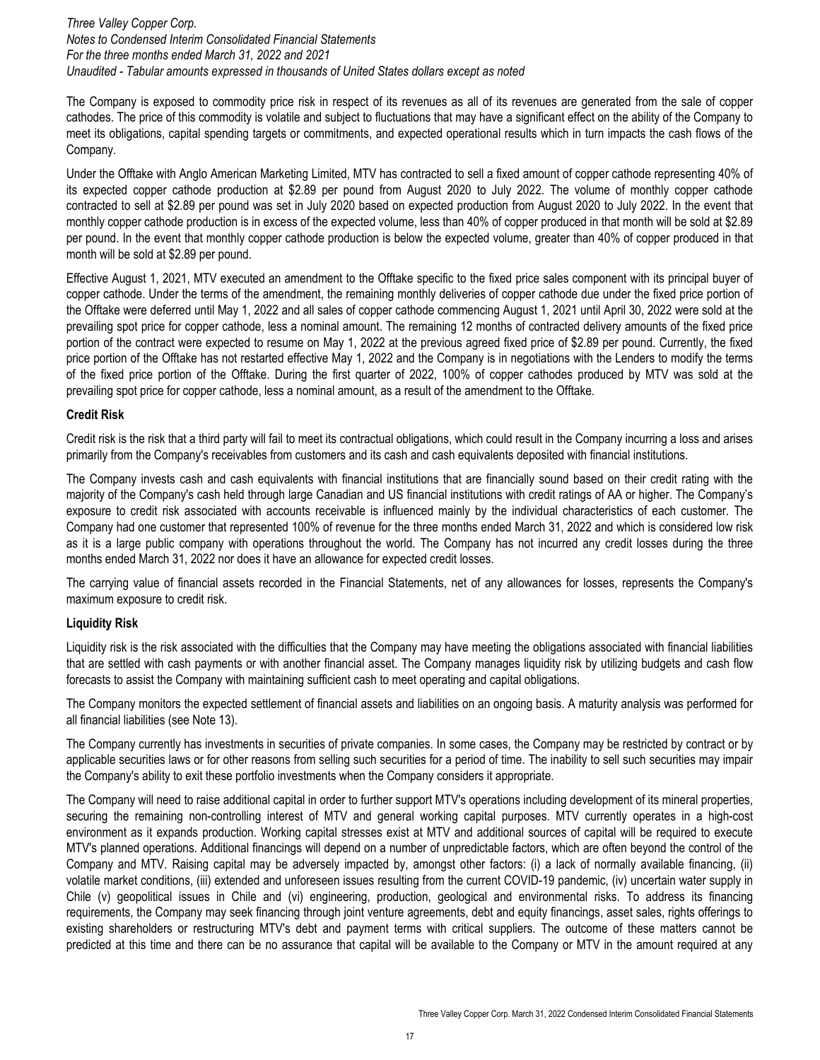The Company is exposed to commodity price risk in respect of its revenues as all of its revenues are generated from the sale of copper cathodes. The price of this commodity is volatile and subject to fluctuations that may have a significant effect on the ability of the Company to meet its obligations, capital spending targets or commitments, and expected operational results which in turn impacts the cash flows of the Company.

Under the Offtake with Anglo American Marketing Limited, MTV has contracted to sell a fixed amount of copper cathode representing 40% of its expected copper cathode production at $2.89 per pound from August 2020 to July 2022. The volume of monthly copper cathode contracted to sell at $2.89 per pound was set in July 2020 based on expected production from August 2020 to July 2022. In the event that monthly copper cathode production is in excess of the expected volume, less than 40% of copper produced in that month will be sold at $2.89 per pound. In the event that monthly copper cathode production is below the expected volume, greater than 40% of copper produced in that month will be sold at $2.89 per pound.

Effective August 1, 2021, MTV executed an amendment to the Offtake specific to the fixed price sales component with its principal buyer of copper cathode. Under the terms of the amendment, the remaining monthly deliveries of copper cathode due under the fixed price portion of the Offtake were deferred until May 1, 2022 and all sales of copper cathode commencing August 1, 2021 until April 30, 2022 were sold at the prevailing spot price for copper cathode, less a nominal amount. The remaining 12 months of contracted delivery amounts of the fixed price portion of the contract were expected to resume on May 1, 2022 at the previous agreed fixed price of $2.89 per pound. Currently, the fixed price portion of the Offtake has not restarted effective May 1, 2022 and the Company is in negotiations with the Lenders to modify the terms of the fixed price portion of the Offtake. During the first quarter of 2022, 100% of copper cathodes produced by MTV was sold at the prevailing spot price for copper cathode, less a nominal amount, as a result of the amendment to the Offtake.

**Credit Risk**

Credit risk is the risk that a third party will fail to meet its contractual obligations, which could result in the Company incurring a loss and arises primarily from the Company's receivables from customers and its cash and cash equivalents deposited with financial institutions.

The Company invests cash and cash equivalents with financial institutions that are financially sound based on their credit rating with the majority of the Company's cash held through large Canadian and US financial institutions with credit ratings of AA or higher. The Company's exposure to credit risk associated with accounts receivable is influenced mainly by the individual characteristics of each customer. The Company had one customer that represented 100% of revenue for the three months ended March 31, 2022 and which is considered low risk as it is a large public company with operations throughout the world. The Company has not incurred any credit losses during the three months ended March 31, 2022 nor does it have an allowance for expected credit losses.

The carrying value of financial assets recorded in the Financial Statements, net of any allowances for losses, represents the Company's maximum exposure to credit risk.

**Liquidity Risk**

Liquidity risk is the risk associated with the difficulties that the Company may have meeting the obligations associated with financial liabilities that are settled with cash payments or with another financial asset. The Company manages liquidity risk by utilizing budgets and cash flow forecasts to assist the Company with maintaining sufficient cash to meet operating and capital obligations.

The Company monitors the expected settlement of financial assets and liabilities on an ongoing basis. A maturity analysis was performed for all financial liabilities (see Note 13).

The Company currently has investments in securities of private companies. In some cases, the Company may be restricted by contract or by applicable securities laws or for other reasons from selling such securities for a period of time. The inability to sell such securities may impair the Company's ability to exit these portfolio investments when the Company considers it appropriate.

The Company will need to raise additional capital in order to further support MTV's operations including development of its mineral properties, securing the remaining non-controlling interest of MTV and general working capital purposes. MTV currently operates in a high-cost environment as it expands production. Working capital stresses exist at MTV and additional sources of capital will be required to execute MTV's planned operations. Additional financings will depend on a number of unpredictable factors, which are often beyond the control of the Company and MTV. Raising capital may be adversely impacted by, amongst other factors: (i) a lack of normally available financing, (ii) volatile market conditions, (iii) extended and unforeseen issues resulting from the current COVID-19 pandemic, (iv) uncertain water supply in Chile (v) geopolitical issues in Chile and (vi) engineering, production, geological and environmental risks. To address its financing requirements, the Company may seek financing through joint venture agreements, debt and equity financings, asset sales, rights offerings to existing shareholders or restructuring MTV's debt and payment terms with critical suppliers. The outcome of these matters cannot be predicted at this time and there can be no assurance that capital will be available to the Company or MTV in the amount required at any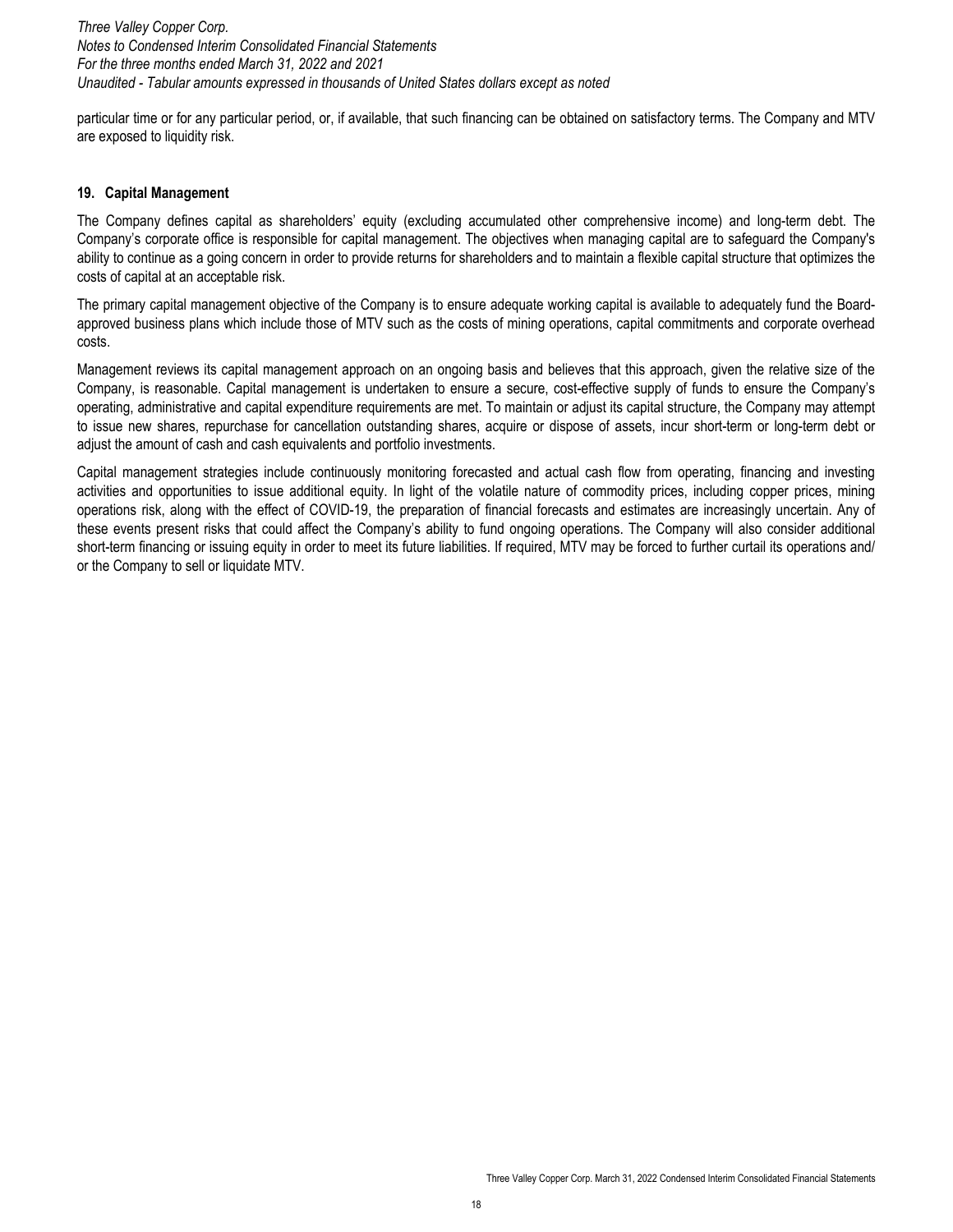particular time or for any particular period, or, if available, that such financing can be obtained on satisfactory terms. The Company and MTV are exposed to liquidity risk.

## 19. Capital Management

The Company defines capital as shareholders' equity (excluding accumulated other comprehensive income) and long-term debt. The Company's corporate office is responsible for capital management. The objectives when managing capital are to safeguard the Company's ability to continue as a going concern in order to provide returns for shareholders and to maintain a flexible capital structure that optimizes the costs of capital at an acceptable risk.

The primary capital management objective of the Company is to ensure adequate working capital is available to adequately fund the Board-approved business plans which include those of MTV such as the costs of mining operations, capital commitments and corporate overhead costs.

Management reviews its capital management approach on an ongoing basis and believes that this approach, given the relative size of the Company, is reasonable. Capital management is undertaken to ensure a secure, cost-effective supply of funds to ensure the Company's operating, administrative and capital expenditure requirements are met. To maintain or adjust its capital structure, the Company may attempt to issue new shares, repurchase for cancellation outstanding shares, acquire or dispose of assets, incur short-term or long-term debt or adjust the amount of cash and cash equivalents and portfolio investments.

Capital management strategies include continuously monitoring forecasted and actual cash flow from operating, financing and investing activities and opportunities to issue additional equity. In light of the volatile nature of commodity prices, including copper prices, mining operations risk, along with the effect of COVID-19, the preparation of financial forecasts and estimates are increasingly uncertain. Any of these events present risks that could affect the Company's ability to fund ongoing operations. The Company will also consider additional short-term financing or issuing equity in order to meet its future liabilities. If required, MTV may be forced to further curtail its operations and/ or the Company to sell or liquidate MTV.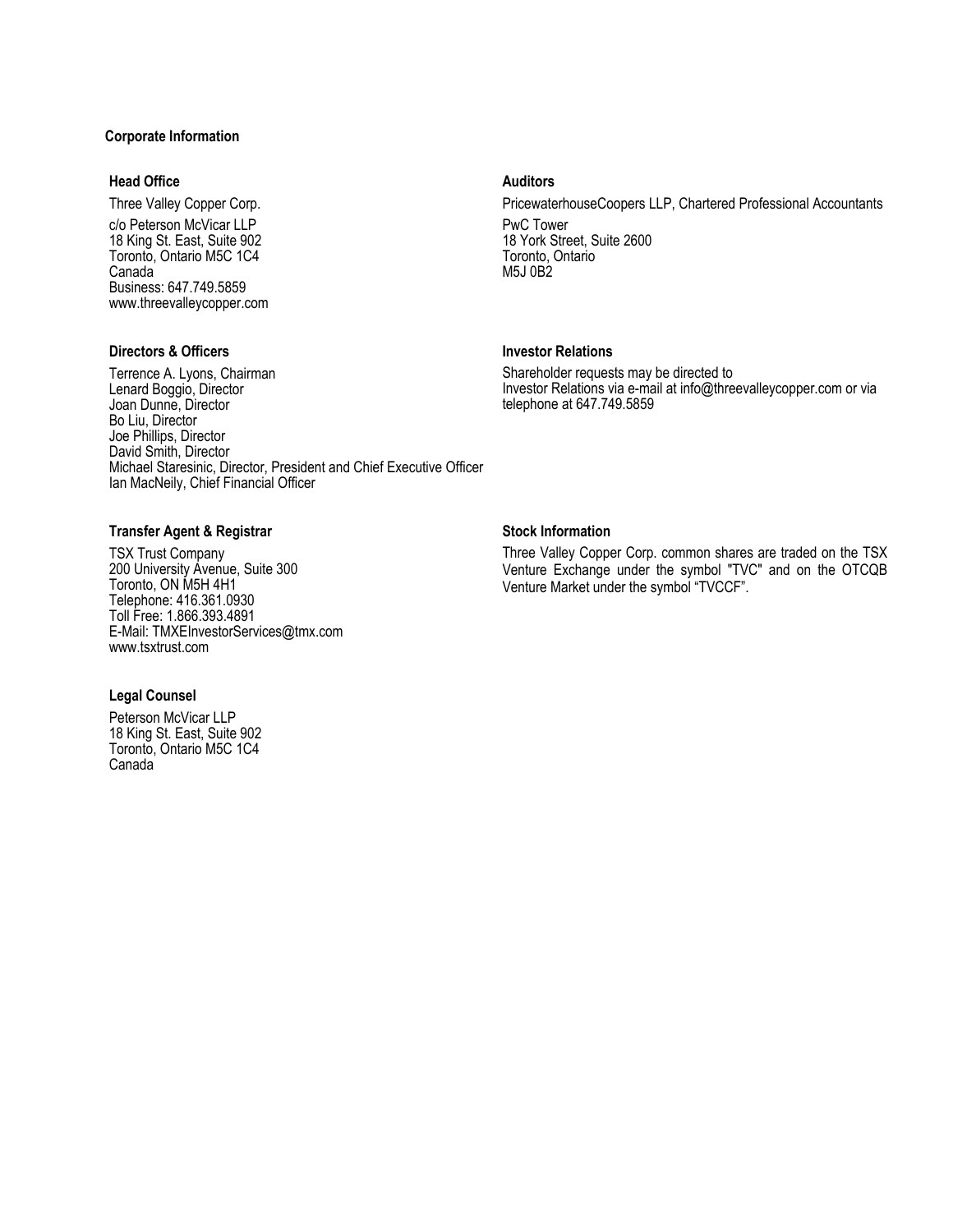## Corporate Information

### Head Office

Three Valley Copper Corp.

c/o Peterson McVicar LLP
18 King St. East, Suite 902
Toronto, Ontario M5C 1C4
Canada
Business: 647.749.5859
www.threevalleycopper.com

### Directors & Officers

Terrence A. Lyons, Chairman
Lenard Boggio, Director
Joan Dunne, Director
Bo Liu, Director
Joe Phillips, Director
David Smith, Director
Michael Staresinic, Director, President and Chief Executive Officer
Ian MacNeily, Chief Financial Officer

### Transfer Agent & Registrar

TSX Trust Company
200 University Avenue, Suite 300
Toronto, ON M5H 4H1
Telephone: 416.361.0930
Toll Free: 1.866.393.4891
E-Mail: TMXEInvestorServices@tmx.com
www.tsxtrust.com

### Legal Counsel

Peterson McVicar LLP
18 King St. East, Suite 902
Toronto, Ontario M5C 1C4
Canada

### Auditors

PricewaterhouseCoopers LLP, Chartered Professional Accountants

PwC Tower
18 York Street, Suite 2600
Toronto, Ontario
M5J 0B2

### Investor Relations

Shareholder requests may be directed to
Investor Relations via e-mail at info@threevalleycopper.com or via telephone at 647.749.5859

### Stock Information

Three Valley Copper Corp. common shares are traded on the TSX Venture Exchange under the symbol "TVC" and on the OTCQB Venture Market under the symbol "TVCCF".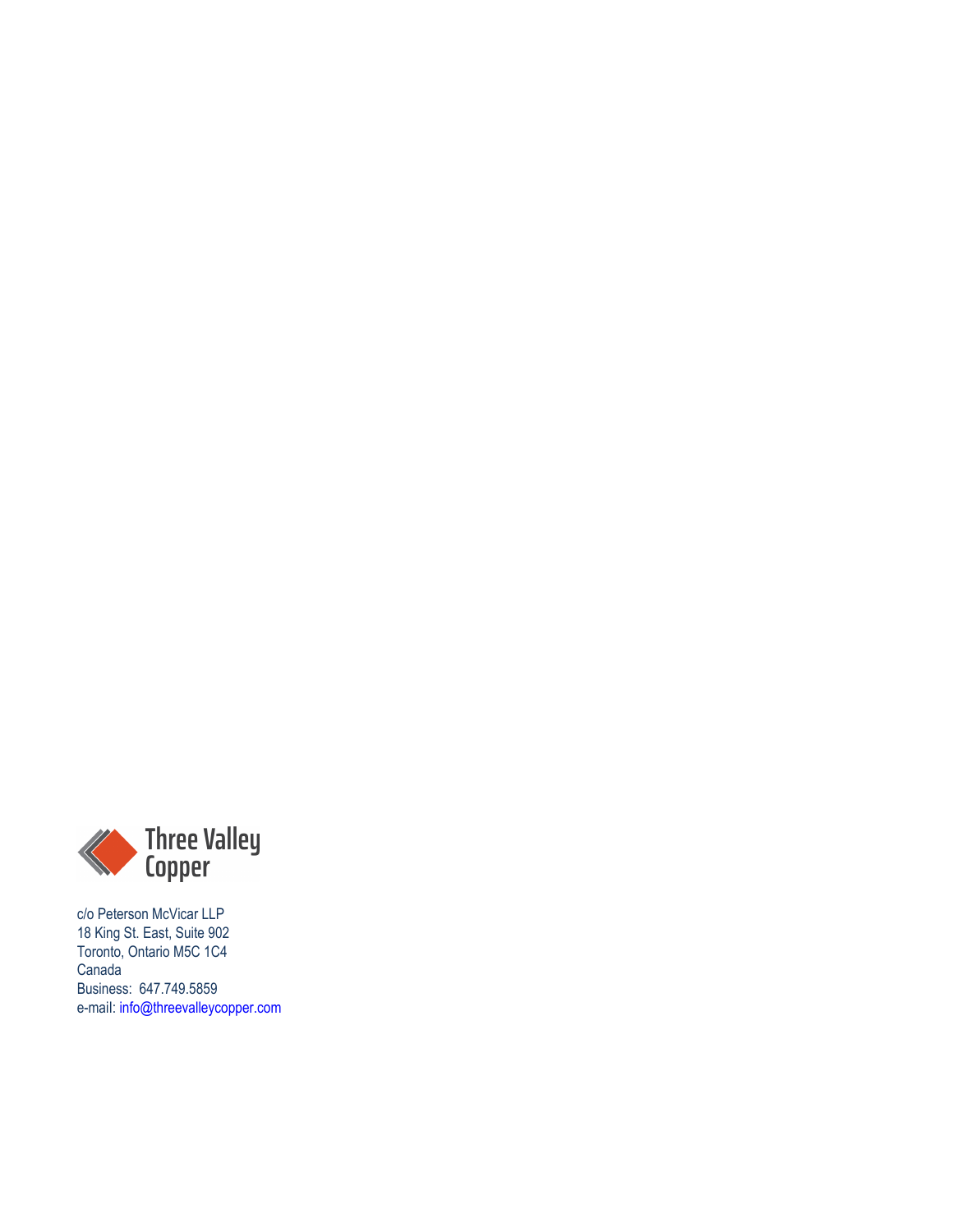Three Valley
Copper

c/o Peterson McVicar LLP
18 King St. East, Suite 902
Toronto, Ontario M5C 1C4
Canada
Business: 647.749.5859
e-mail: info@threevalleycopper.com